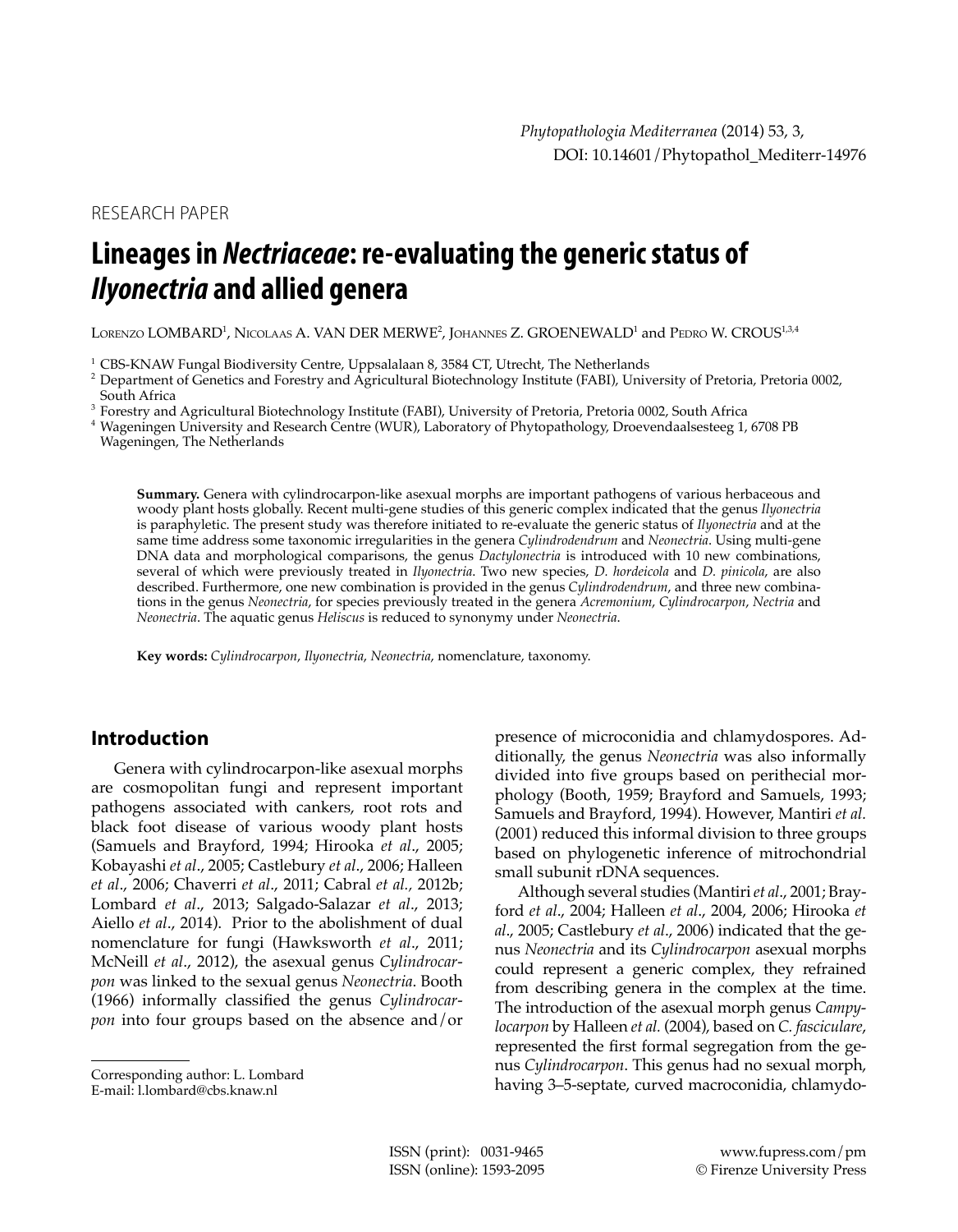RESEARCH PAPER

# Lineages in *Nectriaceae*: re-evaluating the generic status of *Ilyonectria* and allied genera

Lorenzo LOMBARD[1], Nicolaas A. VAN DER MERWE[2], Johannes Z. GROENEWALD[1] and Pedro W. CROUS[1,3,4]

[1] CBS-KNAW Fungal Biodiversity Centre, Uppsalalaan 8, 3584 CT, Utrecht, The Netherlands
[2] Department of Genetics and Forestry and Agricultural Biotechnology Institute (FABI), University of Pretoria, Pretoria 0002, South Africa
[3] Forestry and Agricultural Biotechnology Institute (FABI), University of Pretoria, Pretoria 0002, South Africa
[4] Wageningen University and Research Centre (WUR), Laboratory of Phytopathology, Droevendaalsesteeg 1, 6708 PB Wageningen, The Netherlands

**Summary.** Genera with cylindrocarpon-like asexual morphs are important pathogens of various herbaceous and woody plant hosts globally. Recent multi-gene studies of this generic complex indicated that the genus *Ilyonectria* is paraphyletic. The present study was therefore initiated to re-evaluate the generic status of *Ilyonectria* and at the same time address some taxonomic irregularities in the genera *Cylindrodendrum* and *Neonectria*. Using multi-gene DNA data and morphological comparisons, the genus *Dactylonectria* is introduced with 10 new combinations, several of which were previously treated in *Ilyonectria*. Two new species, *D. hordeicola* and *D. pinicola*, are also described. Furthermore, one new combination is provided in the genus *Cylindrodendrum*, and three new combinations in the genus *Neonectria*, for species previously treated in the genera *Acremonium*, *Cylindrocarpon*, *Nectria* and *Neonectria*. The aquatic genus *Heliscus* is reduced to synonymy under *Neonectria*.

**Key words:** *Cylindrocarpon*, *Ilyonectria*, *Neonectria*, nomenclature, taxonomy.

## Introduction

Genera with cylindrocarpon-like asexual morphs are cosmopolitan fungi and represent important pathogens associated with cankers, root rots and black foot disease of various woody plant hosts (Samuels and Brayford, 1994; Hirooka *et al*., 2005; Kobayashi *et al*., 2005; Castlebury *et al*., 2006; Halleen *et al*., 2006; Chaverri *et al*., 2011; Cabral *et al.*, 2012b; Lombard *et al*., 2013; Salgado-Salazar *et al*., 2013; Aiello *et al*., 2014). Prior to the abolishment of dual nomenclature for fungi (Hawksworth *et al*., 2011; McNeill *et al*., 2012), the asexual genus *Cylindrocarpon* was linked to the sexual genus *Neonectria*. Booth (1966) informally classified the genus *Cylindrocarpon* into four groups based on the absence and/or presence of microconidia and chlamydospores. Additionally, the genus *Neonectria* was also informally divided into five groups based on perithecial morphology (Booth, 1959; Brayford and Samuels, 1993; Samuels and Brayford, 1994). However, Mantiri *et al.* (2001) reduced this informal division to three groups based on phylogenetic inference of mitochondrial small subunit rDNA sequences.

Although several studies (Mantiri *et al*., 2001; Brayford *et al*., 2004; Halleen *et al*., 2004, 2006; Hirooka *et al*., 2005; Castlebury *et al*., 2006) indicated that the genus *Neonectria* and its *Cylindrocarpon* asexual morphs could represent a generic complex, they refrained from describing genera in the complex at the time. The introduction of the asexual morph genus *Campylocarpon* by Halleen *et al*. (2004), based on *C. fasciculare*, represented the first formal segregation from the genus *Cylindrocarpon*. This genus had no sexual morph, having 3–5-septate, curved macroconidia, chlamydo-

Corresponding author: L. Lombard
E-mail: l.lombard@cbs.knaw.nl

ISSN (print): 0031-9465
ISSN (online): 1593-2095

www.fupress.com/pm
© Firenze University Press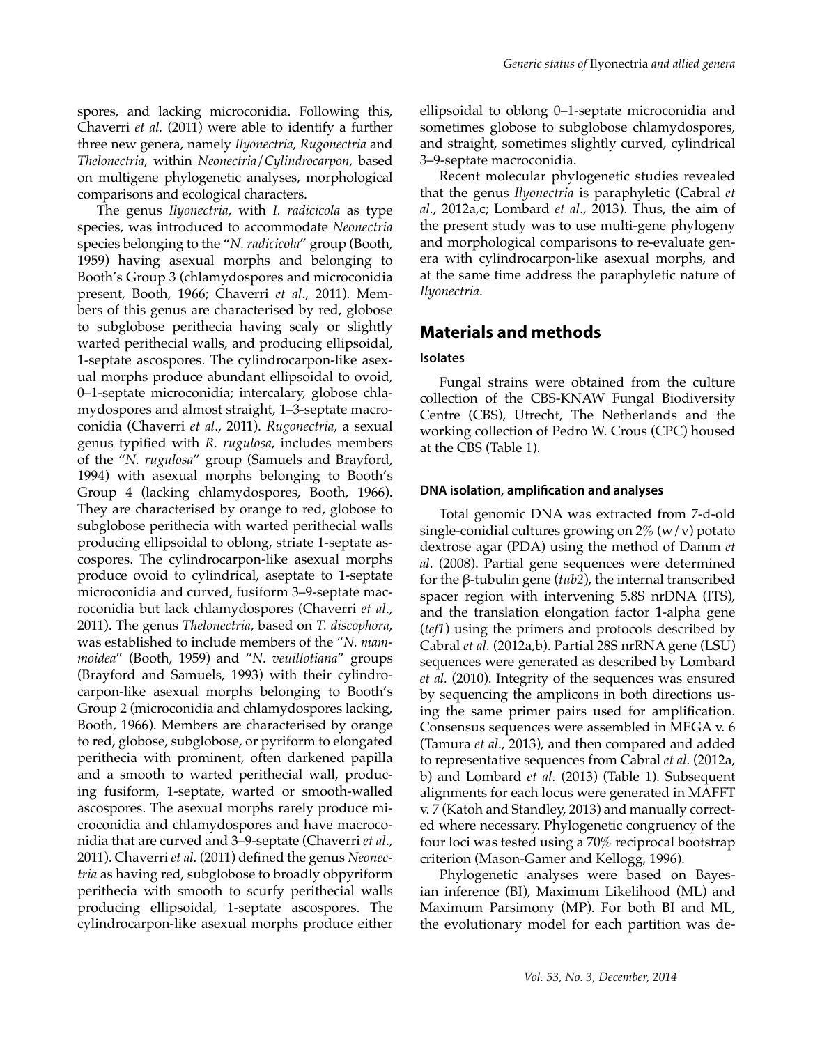spores, and lacking microconidia. Following this, Chaverri *et al.* (2011) were able to identify a further three new genera, namely *Ilyonectria*, *Rugonectria* and *Thelonectria*, within *Neonectria*/*Cylindrocarpon*, based on multigene phylogenetic analyses, morphological comparisons and ecological characters.

The genus *Ilyonectria*, with *I. radicicola* as type species, was introduced to accommodate *Neonectria* species belonging to the "*N. radicicola*" group (Booth, 1959) having asexual morphs and belonging to Booth's Group 3 (chlamydospores and microconidia present, Booth, 1966; Chaverri *et al*., 2011). Members of this genus are characterised by red, globose to subglobose perithecia having scaly or slightly warted perithecial walls, and producing ellipsoidal, 1-septate ascospores. The cylindrocarpon-like asexual morphs produce abundant ellipsoidal to ovoid, 0–1-septate microconidia; intercalary, globose chlamydospores and almost straight, 1–3-septate macroconidia (Chaverri *et al*., 2011). *Rugonectria*, a sexual genus typified with *R. rugulosa*, includes members of the "*N. rugulosa*" group (Samuels and Brayford, 1994) with asexual morphs belonging to Booth's Group 4 (lacking chlamydospores, Booth, 1966). They are characterised by orange to red, globose to subglobose perithecia with warted perithecial walls producing ellipsoidal to oblong, striate 1-septate ascospores. The cylindrocarpon-like asexual morphs produce ovoid to cylindrical, aseptate to 1-septate microconidia and curved, fusiform 3–9-septate macroconidia but lack chlamydospores (Chaverri *et al*., 2011). The genus *Thelonectria*, based on *T. discophora*, was established to include members of the "*N. mammoidea*" (Booth, 1959) and "*N. veuillotiana*" groups (Brayford and Samuels, 1993) with their cylindrocarpon-like asexual morphs belonging to Booth's Group 2 (microconidia and chlamydospores lacking, Booth, 1966). Members are characterised by orange to red, globose, subglobose, or pyriform to elongated perithecia with prominent, often darkened papilla and a smooth to warted perithecial wall, producing fusiform, 1-septate, warted or smooth-walled ascospores. The asexual morphs rarely produce microconidia and chlamydospores and have macroconidia that are curved and 3–9-septate (Chaverri *et al*., 2011). Chaverri *et al.* (2011) defined the genus *Neonectria* as having red, subglobose to broadly obpyriform perithecia with smooth to scurfy perithecial walls producing ellipsoidal, 1-septate ascospores. The cylindrocarpon-like asexual morphs produce either ellipsoidal to oblong 0–1-septate microconidia and sometimes globose to subglobose chlamydospores, and straight, sometimes slightly curved, cylindrical 3–9-septate macroconidia.

Recent molecular phylogenetic studies revealed that the genus *Ilyonectria* is paraphyletic (Cabral *et al*., 2012a,c; Lombard *et al*., 2013). Thus, the aim of the present study was to use multi-gene phylogeny and morphological comparisons to re-evaluate genera with cylindrocarpon-like asexual morphs, and at the same time address the paraphyletic nature of *Ilyonectria*.

## Materials and methods

### Isolates

Fungal strains were obtained from the culture collection of the CBS-KNAW Fungal Biodiversity Centre (CBS), Utrecht, The Netherlands and the working collection of Pedro W. Crous (CPC) housed at the CBS (Table 1).

### DNA isolation, amplification and analyses

Total genomic DNA was extracted from 7-d-old single-conidial cultures growing on 2% (w/v) potato dextrose agar (PDA) using the method of Damm *et al*. (2008). Partial gene sequences were determined for the β-tubulin gene (*tub2*), the internal transcribed spacer region with intervening 5.8S nrDNA (ITS), and the translation elongation factor 1-alpha gene (*tef1*) using the primers and protocols described by Cabral *et al.* (2012a,b). Partial 28S nrRNA gene (LSU) sequences were generated as described by Lombard *et al.* (2010). Integrity of the sequences was ensured by sequencing the amplicons in both directions using the same primer pairs used for amplification. Consensus sequences were assembled in MEGA v. 6 (Tamura *et al*., 2013), and then compared and added to representative sequences from Cabral *et al.* (2012a, b) and Lombard *et al.* (2013) (Table 1). Subsequent alignments for each locus were generated in MAFFT v. 7 (Katoh and Standley, 2013) and manually corrected when necessary. Phylogenetic congruency of the four loci was tested using a 70% reciprocal bootstrap criterion (Mason-Gamer and Kellogg, 1996).

Phylogenetic analyses were based on Bayesian inference (BI), Maximum Likelihood (ML) and Maximum Parsimony (MP). For both BI and ML, the evolutionary model for each partition was de-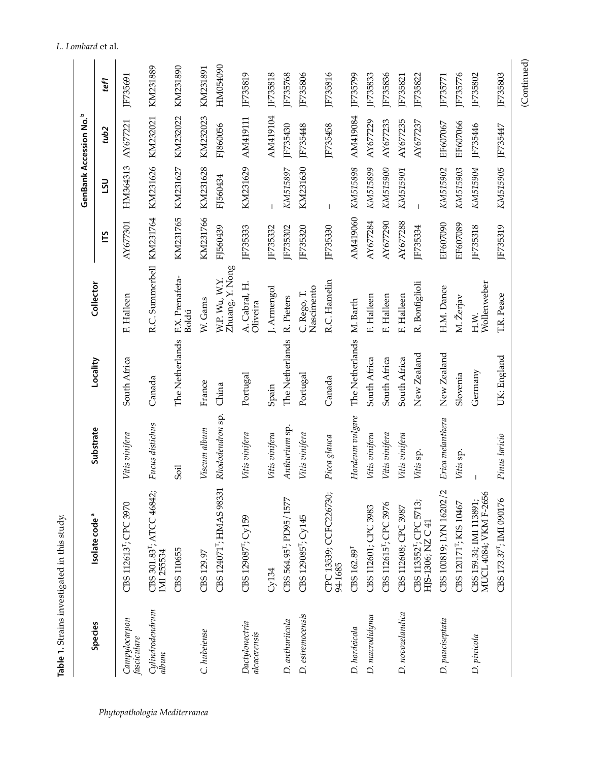**Table 1.** Strains investigated in this study.

| Species | Isolate code [a] | Substrate | Locality | Collector | GenBank Accession No. [b] | | | |
|---|---|---|---|---|---|---|---|---|
| | | | | | ITS | LSU | *tub2* | *tef1* |
| *Campylocarpon fasciculare* | CBS 112613[T]; CPC 3970 | *Vitis vinifera* | South Africa | F. Halleen | AY677301 | HM364313 | AY677221 | JF735691 |
| *Cylindrodendrum album* | CBS 301.83[T]; ATCC 46842; IMI 255534 | *Fucus distichus* | Canada | R.C. Summerbell | KM231764 | KM231626 | KM232021 | KM231889 |
| | CBS 110655 | Soil | The Netherlands | F.X. Prenafeta-Boldú | KM231765 | KM231627 | KM232022 | KM231890 |
| *C. hubeiense* | CBS 129.97 | *Viscum album* | France | W. Gams | KM231766 | KM231628 | KM232023 | KM231891 |
| | CBS 124071[T]; HMAS 98331 | *Rhododendron* sp. | China | W.P. Wu, W.Y. Zhuang, Y. Nong | FJ560439 | FJ560434 | FJ860056 | HM054090 |
| *Dactylonectria alcacerensis* | CBS 129087[T]; Cy159 | *Vitis vinifera* | Portugal | A. Cabral, H. Oliveira | JF735333 | KM231629 | AM419111 | JF735819 |
| | Cy134 | *Vitis vinifera* | Spain | J. Armengol | JF735332 | – | AM419104 | JF735818 |
| *D. anthuriicola* | CBS 564.95[T]; PD95/1577 | *Anthurium* sp. | The Netherlands | R. Pieters | JF735302 | *KM515897* | JF735430 | JF735768 |
| *D. estremocensis* | CBS 129085[T]; Cy145 | *Vitis vinifera* | Portugal | C. Rego, T. Nascimento | JF735320 | KM231630 | JF735448 | JF735806 |
| | CPC 13539; CCFC226730; 94-1685 | *Picea glauca* | Canada | R.C. Hamelin | JF735330 | – | JF735458 | JF735816 |
| *D. hordeicola* | CBS 162.89[T] | *Hordeum vulgare* | The Netherlands | M. Barth | AM419060 | *KM515898* | AM419084 | JF735799 |
| *D. macrodidyma* | CBS 112601; CPC 3983 | *Vitis vinifera* | South Africa | F. Halleen | AY677284 | *KM515899* | AY677229 | JF735833 |
| | CBS 112615[T]; CPC 3976 | *Vitis vinifera* | South Africa | F. Halleen | AY677290 | *KM515900* | AY677233 | JF735836 |
| *D. novozelandica* | CBS 112608; CPC 3987 | *Vitis vinifera* | South Africa | F. Halleen | AY677288 | *KM515901* | AY677235 | JF735821 |
| | CBS 113552[T]; CPC 5713; HJS-1306; NZ C 41 | *Vitis* sp. | New Zealand | R. Bonfiglioli | JF735334 | – | AY677237 | JF735822 |
| *D. pauciseptata* | CBS 100819; LYN 16202/2 | *Erica melanthera* | New Zealand | H.M. Dance | EF607090 | *KM515902* | EF607067 | JF735771 |
| | CBS 120171[T]; KIS 10467 | *Vitis* sp. | Slovenia | M. Žerjav | EF607089 | *KM515903* | EF607066 | JF735776 |
| *D. pinicola* | CBS 159.34; IMI 113891; MUCL 4084; VKM F-2656 | – | Germany | H.W. Wollenweber | JF735318 | *KM515904* | JF735446 | JF735802 |
| | CBS 173.37[T]; IMI 090176 | *Pinus laricio* | UK: England | T.R. Peace | JF735319 | *KM515905* | JF735447 | JF735803 |

(Continued)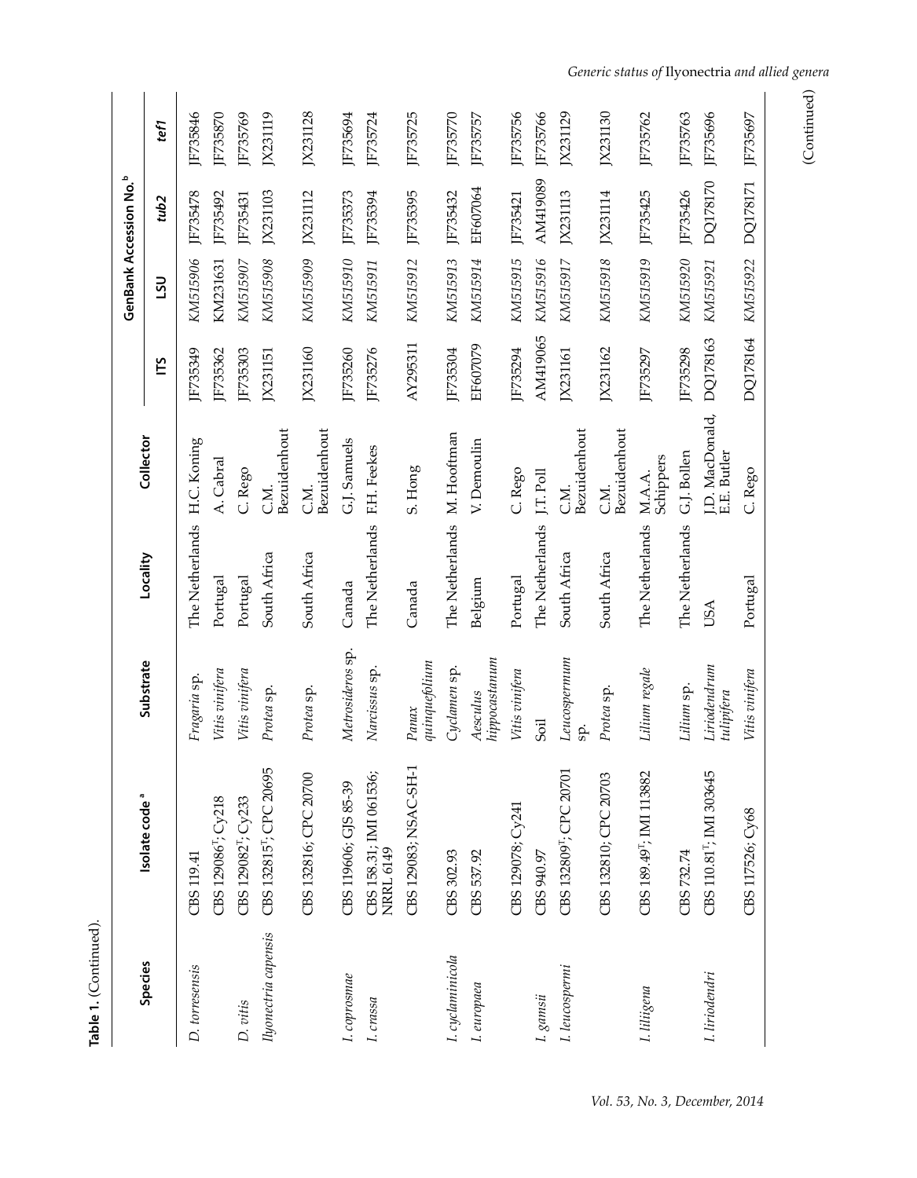**Table 1.** (Continued).

| Species | Isolate code [a] | Substrate | Locality | Collector | GenBank Accession No. [b] | | | |
|---|---|---|---|---|---|---|---|---|
| | | | | | ITS | LSU | *tub2* | *tef1* |
| *D. torresensis* | CBS 119.41 | *Fragaria* sp. | The Netherlands | H.C. Koning | JF735349 | *KM515906* | JF735478 | JF735846 |
| | CBS 129086[T]; Cy218 | *Vitis vinifera* | Portugal | A. Cabral | JF735362 | KM231631 | JF735492 | JF735870 |
| *D. vitis* | CBS 129082[T]; Cy233 | *Vitis vinifera* | Portugal | C. Rego | JF735303 | *KM515907* | JF735431 | JF735769 |
| *Ilyonectria capensis* | CBS 132815[T]; CPC 20695 | *Protea* sp. | South Africa | C.M. Bezuidenhout | JX231151 | *KM515908* | JX231103 | JX231119 |
| | CBS 132816; CPC 20700 | *Protea* sp. | South Africa | C.M. Bezuidenhout | JX231160 | *KM515909* | JX231112 | JX231128 |
| *I. coprosmae* | CBS 119606; GJS 85-39 | *Metrosideros* sp. | Canada | G.J. Samuels | JF735260 | *KM515910* | JF735373 | JF735694 |
| *I. crassa* | CBS 158.31; IMI 061536; NRRL 6149 | *Narcissus* sp. | The Netherlands | F.H. Feekes | JF735276 | *KM515911* | JF735394 | JF735724 |
| | CBS 129083; NSAC-SH-1 | *Panax quinquefolium* | Canada | S. Hong | AY295311 | *KM515912* | JF735395 | JF735725 |
| *I. cyclaminicola* | CBS 302.93 | *Cyclamen* sp. | The Netherlands | M. Hooftman | JF735304 | *KM515913* | JF735432 | JF735770 |
| *I. europaea* | CBS 537.92 | *Aesculus hippocastanum* | Belgium | V. Demoulin | EF607079 | *KM515914* | EF607064 | JF735757 |
| | CBS 129078; Cy241 | *Vitis vinifera* | Portugal | C. Rego | JF735294 | *KM515915* | JF735421 | JF735756 |
| *I. gamsii* | CBS 940.97 | Soil | The Netherlands | J.T. Poll | AM419065 | *KM515916* | AM419089 | JF735766 |
| *I. leucospermi* | CBS 132809[T]; CPC 20701 | *Leucospermum* sp. | South Africa | C.M. Bezuidenhout | JX231161 | *KM515917* | JX231113 | JX231129 |
| | CBS 132810; CPC 20703 | *Protea* sp. | South Africa | C.M. Bezuidenhout | JX231162 | *KM515918* | JX231114 | JX231130 |
| *I. liligena* | CBS 189.49[T]; IMI 113882 | *Lilium regale* | The Netherlands | M.A.A. Schippers | JF735297 | *KM515919* | JF735425 | JF735762 |
| | CBS 732.74 | *Lilium* sp. | The Netherlands | G.J. Bollen | JF735298 | *KM515920* | JF735426 | JF735763 |
| *I. liriodendri* | CBS 110.81[T]; IMI 303645 | *Liriodendrum tulipifera* | USA | J.D. MacDonald, E.E. Butler | DQ178163 | *KM515921* | DQ178170 | JF735696 |
| | CBS 117526; Cy68 | *Vitis vinifera* | Portugal | C. Rego | DQ178164 | *KM515922* | DQ178171 | JF735697 |

(Continued)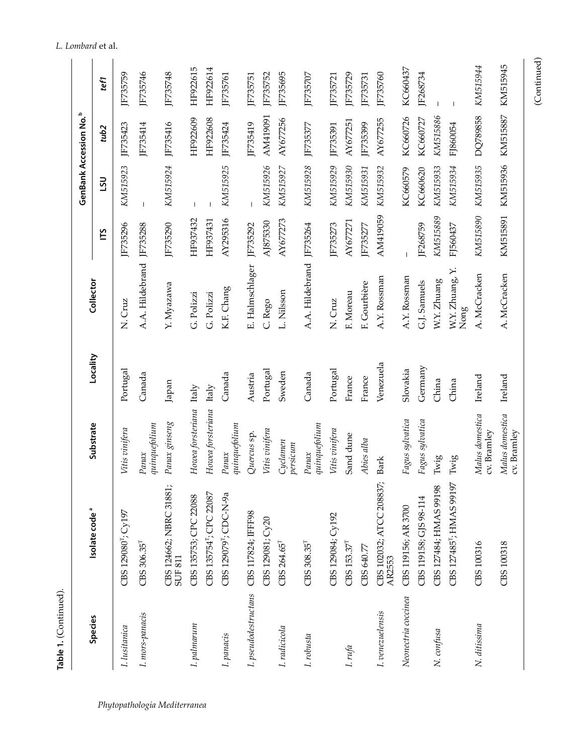**Table 1.** (Continued).

| Species | Isolate code [a] | Substrate | Locality | Collector | GenBank Accession No. [b] | | | |
|---|---|---|---|---|---|---|---|---|
| | | | | | ITS | LSU | *tub2* | *tef1* |
| *I. lusitanica* | CBS 129080[T]; Cy197 | *Vitis vinifera* | Portugal | N. Cruz | JF735296 | *KM515923* | JF735423 | JF735759 |
| *I. mors-panacis* | CBS 306.35[T] | *Panax quinquefolium* | Canada | A.A. Hildebrand | JF735288 | – | JF735414 | JF735746 |
| | CBS 124662; NBRC 31881; SUF 811 | *Panax ginseng* | Japan | Y. Myazawa | JF735290 | *KM515924* | JF735416 | JF735748 |
| *I. palmarum* | CBS 135753; CPC 22088 | *Howea forsteriana* | Italy | G. Polizzi | HF937432 | – | HF922609 | HF922615 |
| | CBS 135754[T]; CPC 22087 | *Howea forsteriana* | Italy | G. Polizzi | HF937431 | – | HF922608 | HF922614 |
| *I. panacis* | CBS 129079[T]; CDC-N-9a | *Panax quinquefolium* | Canada | K.F. Chang | AY295316 | *KM515925* | JF735424 | JF735761 |
| *I. pseudodestructans* | CBS 117824; IFFF98 | *Quercus* sp. | Austria | E. Halmschlager | JF735292 | – | JF735419 | JF735751 |
| | CBS 129081; Cy20 | *Vitis vinifera* | Portugal | C. Rego | AJ875330 | *KM515926* | AM419091 | JF735752 |
| *I. radicicola* | CBS 264.65[T] | *Cyclamen persicum* | Sweden | L. Nilsson | AY677273 | *KM515927* | AY677256 | JF735695 |
| *I. robusta* | CBS 308.35[T] | *Panax quinquefolium* | Canada | A.A. Hildebrand | JF735264 | *KM515928* | JF735377 | JF735707 |
| | CBS 129084; Cy192 | *Vitis vinifera* | Portugal | N. Cruz | JF735273 | *KM515929* | JF735391 | JF735721 |
| *I. rufa* | CBS 153.37[T] | Sand dune | France | F. Moreau | AY677271 | *KM515930* | AY677251 | JF735729 |
| | CBS 640.77 | *Abies alba* | France | F. Gourbière | JF735277 | *KM515931* | JF735399 | JF735731 |
| *I. venezuelensis* | CBS 102032; ATCC 208837; AR2553 | Bark | Venezuela | A.Y. Rossman | AM419059 | *KM515932* | AY677255 | JF735760 |
| *Neonectria coccinea* | CBS 119156; AR 3700 | *Fagus sylvatica* | Slovakia | A.Y. Rossman | – | KC660579 | KC660726 | KC660437 |
| | CBS 119158; GJS 98-114 | *Fagus sylvatica* | Germany | G.J. Samuels | JF268759 | KC660620 | KC660727 | JF268734 |
| *N. confusa* | CBS 127484; HMAS 99198 | Twig | China | W.Y. Zhuang | *KM515889* | *KM515933* | *KM515886* | – |
| | CBS 127485[T]; HMAS 99197 | Twig | China | W.Y. Zhuang, Y. Nong | FJ560437 | *KM515934* | FJ860054 | – |
| *N. ditissima* | CBS 100316 | *Malus domestica* cv. Bramley | Ireland | A. McCracken | *KM515890* | *KM515935* | DQ789858 | *KM515944* |
| | CBS 100318 | *Malus domestica* cv. Bramley | Ireland | A. McCracken | KM515891 | KM515936 | KM515887 | KM515945 |

(Continued)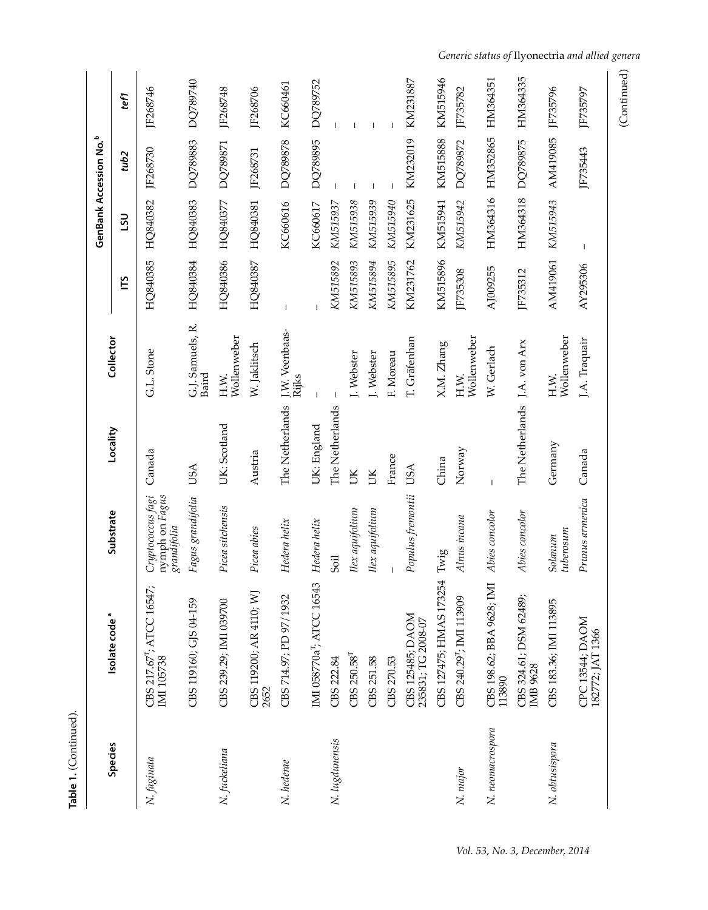**Table 1.** (Continued).

| Species | Isolate code [a] | Substrate | Locality | Collector | GenBank Accession No. [b] | | | |
|---|---|---|---|---|---|---|---|---|
| | | | | | ITS | LSU | tub2 | tef1 |
| *N. faginata* | CBS 217.67[T]; ATCC 16547; IMI 105738 | *Cryptococcus fagi* nymph on *Fagus grandifolia* | Canada | G.L. Stone | HQ840385 | HQ840382 | JF268730 | JF268746 |
| | CBS 119160; GJS 04-159 | *Fagus grandifolia* | USA | G.J. Samuels, R. Baird | HQ840384 | HQ840383 | DQ789883 | DQ789740 |
| *N. fuckeliana* | CBS 239.29; IMI 039700 | *Picea sitchensis* | UK: Scotland | H.W. Wollenweber | HQ840386 | HQ840377 | DQ789871 | JF268748 |
| | CBS 119200; AR 4110; WJ 2652 | *Picea abies* | Austria | W. Jaklitsch | HQ840387 | HQ840381 | JF268731 | JF268706 |
| *N. hederae* | CBS 714.97; PD 97/1932 | *Hedera helix* | The Netherlands | J.W. Veenbaas-Rijks | – | KC660616 | DQ789878 | KC660461 |
| | IMI 058770a[T]; ATCC 16543 | *Hedera helix* | UK: England | – | – | KC660617 | DQ789895 | DQ789752 |
| *N. lugdunensis* | CBS 222.84 | Soil | The Netherlands | – | *KM515892* | *KM515937* | – | – |
| | CBS 250.58[T] | *Ilex aquifolium* | UK | J. Webster | *KM515893* | *KM515938* | – | – |
| | CBS 251.58 | *Ilex aquifolium* | UK | J. Webster | *KM515894* | *KM515939* | – | – |
| | CBS 270.53 | – | France | F. Moreau | *KM515895* | *KM515940* | – | – |
| | CBS 125485; DAOM 235831; TG 2008-07 | *Populus fremontii* | USA | T. Gräfenhan | KM231762 | KM231625 | KM232019 | KM231887 |
| | CBS 127475; HMAS 173254 | Twig | China | X.M. Zhang | KM515896 | KM515941 | KM515888 | KM515946 |
| *N. major* | CBS 240.29[T]; IMI 113909 | *Alnus incana* | Norway | H.W. Wollenweber | JF735308 | *KM515942* | DQ789872 | JF735782 |
| *N. neomacrospora* | CBS 198.62; BBA 9628; IMI 113890 | *Abies concolor* | – | W. Gerlach | AJ009255 | HM364316 | HM352865 | HM364351 |
| | CBS 324.61; DSM 62489; IMB 9628 | *Abies concolor* | The Netherlands | J.A. von Arx | JF735312 | HM364318 | DQ789875 | HM364335 |
| *N. obtusispora* | CBS 183.36; IMI 113895 | *Solanum tuberosum* | Germany | H.W. Wollenweber | AM419061 | *KM515943* | AM419085 | JF735796 |
| | CPC 13544; DAOM 182772; JAT 1366 | *Prunus armenica* | Canada | J.A. Traquair | AY295306 | – | JF735443 | JF735797 |

(Continued)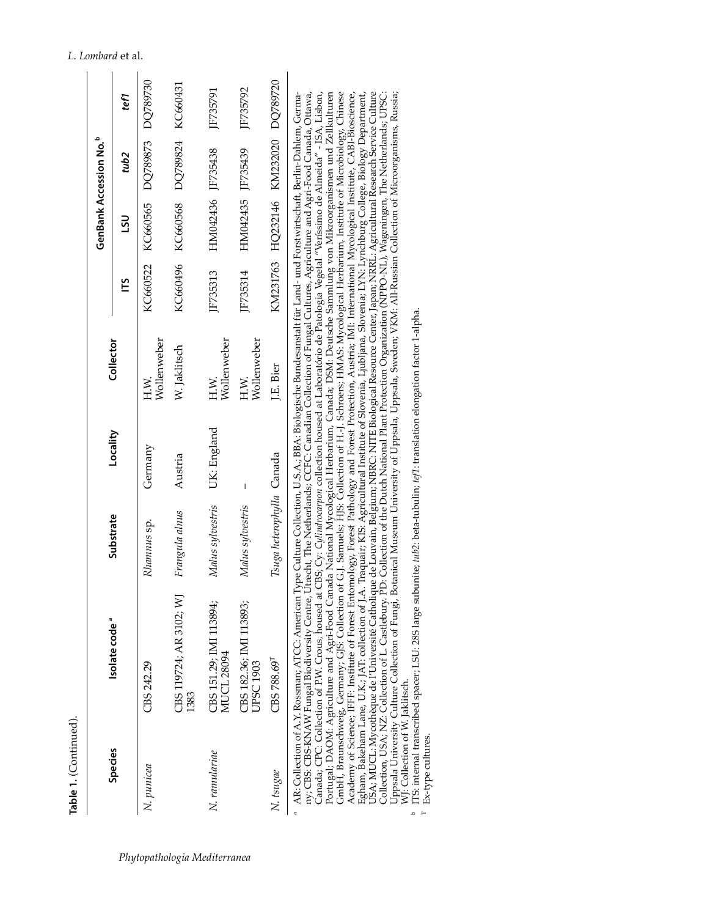**Table 1.** (Continued).

| Species | Isolate code [a] | Substrate | Locality | Collector | GenBank Accession No.[b] | | | |
|---|---|---|---|---|---|---|---|---|
| | | | | | ITS | LSU | *tub2* | *tef1* |
| *N. punicea* | CBS 242.29 | *Rhamnus* sp. | Germany | H.W. Wollenweber | KC660522 | KC660565 | DQ789873 | DQ789730 |
| | CBS 119724; AR 3102; WJ 1383 | *Frangula alnus* | Austria | W. Jaklitsch | KC660496 | KC660568 | DQ789824 | KC660431 |
| *N. ramulariae* | CBS 151.29; IMI 113894; MUCL 28094 | *Malus sylvestris* | UK: England | H.W. Wollenweber | JF735313 | HM042436 | JF735438 | JF735791 |
| | CBS 182.36; IMI 113893; UPSC 1903 | *Malus sylvestris* | – | H.W. Wollenweber | JF735314 | HM042435 | JF735439 | JF735792 |
| *N. tsugae* | CBS 788.69[T] | *Tsuga heterophylla* | Canada | J.E. Bier | KM231763 | HQ232146 | KM232020 | DQ789720 |

[a] AR: Collection of A.Y. Rossman; ATCC: American Type Culture Collection, U.S.A.; BBA: Biologische Bundesanstalt für Land- und Forstwirtschaft, Berlin-Dahlem, Germany; CBS: CBS-KNAW Fungal Biodiversity Centre, Utrecht, The Netherlands; CCFC: Canadian Collection of Fungal Cultures, Agriculture and Agri-Food Canada, Ottawa, Canada; CPC: Collection of P.W. Crous, housed at CBS; Cy: *Cylindrocarpon* collection housed at Laboratório de Patologia Vegetal "Veríssimo de Almeida" - ISA, Lisbon, Portugal; DAOM: Agriculture and Agri-Food Canada National Mycological Herbarium, Canada; DSM: Deutsche Sammlung von Mikroorganismen und Zellkulturen GmbH, Braunschweig, Germany; GJS: Collection of G.J. Samuels; HJS: Collection of H.-J. Schroers; HMAS: Mycological Herbarium, Institute of Microbiology, Chinese Academy of Science; IFFF: Institute of Forest Entomology, Forest Pathology and Forest Protection, Austria; IMI: International Mycological Institute, CABI-Bioscience, Egham, Bakeham Lane, U.K.; JAT: collection of J.A. Traquair; KIS: Agricultural Institute of Slovenia, Ljubljana, Slovenia; LYN: Lynchburg College, Biology Department, USA; MUCL: Mycothèque de l'Université Catholique de Louvain, Belgium; NBRC: NITE Biological Resource Center, Japan; NRRL: Agricultural Research Service Culture Collection, USA; NZ: Collection of L. Castlebury; PD: Collection of the Dutch National Plant Protection Organization (NPPO-NL), Wageningen, The Netherlands; UPSC: Uppsala University Culture Collection of Fungi, Botanical Museum University of Uppsala, Uppsala, Sweden; VKM: All-Russian Collection of Microorganisms, Russia; WJ: Collection of W. Jaklitsch.

[b] ITS: internal transcribed spacer; LSU: 28S large subunite; *tub2*: beta-tubulin; *tef1*: translation elongation factor 1-alpha.

[T] Ex-type cultures.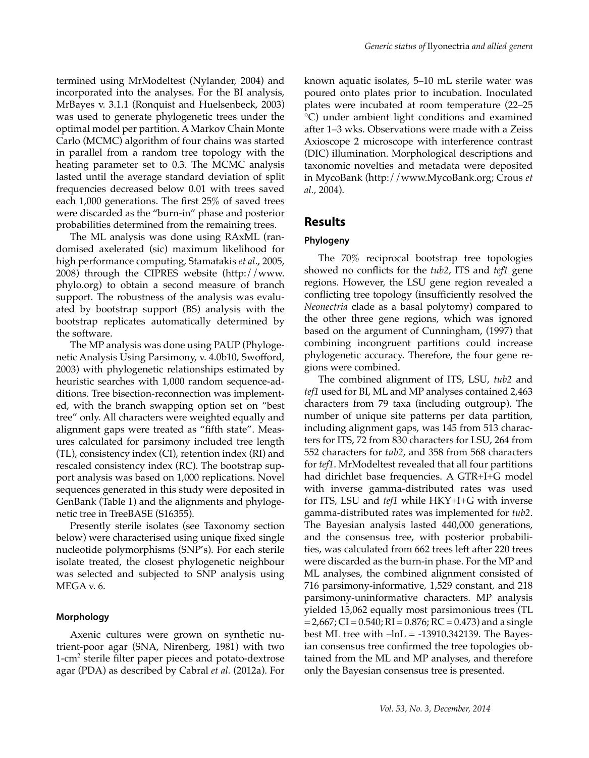termined using MrModeltest (Nylander, 2004) and incorporated into the analyses. For the BI analysis, MrBayes v. 3.1.1 (Ronquist and Huelsenbeck, 2003) was used to generate phylogenetic trees under the optimal model per partition. A Markov Chain Monte Carlo (MCMC) algorithm of four chains was started in parallel from a random tree topology with the heating parameter set to 0.3. The MCMC analysis lasted until the average standard deviation of split frequencies decreased below 0.01 with trees saved each 1,000 generations. The first 25% of saved trees were discarded as the "burn-in" phase and posterior probabilities determined from the remaining trees.

The ML analysis was done using RAxML (randomised axelerated (sic) maximum likelihood for high performance computing, Stamatakis *et al*., 2005, 2008) through the CIPRES website (http://www.phylo.org) to obtain a second measure of branch support. The robustness of the analysis was evaluated by bootstrap support (BS) analysis with the bootstrap replicates automatically determined by the software.

The MP analysis was done using PAUP (Phylogenetic Analysis Using Parsimony, v. 4.0b10, Swofford, 2003) with phylogenetic relationships estimated by heuristic searches with 1,000 random sequence-additions. Tree bisection-reconnection was implemented, with the branch swapping option set on "best tree" only. All characters were weighted equally and alignment gaps were treated as "fifth state". Measures calculated for parsimony included tree length (TL), consistency index (CI), retention index (RI) and rescaled consistency index (RC). The bootstrap support analysis was based on 1,000 replications. Novel sequences generated in this study were deposited in GenBank (Table 1) and the alignments and phylogenetic tree in TreeBASE (S16355).

Presently sterile isolates (see Taxonomy section below) were characterised using unique fixed single nucleotide polymorphisms (SNP's). For each sterile isolate treated, the closest phylogenetic neighbour was selected and subjected to SNP analysis using MEGA v. 6.

### Morphology

Axenic cultures were grown on synthetic nutrient-poor agar (SNA, Nirenberg, 1981) with two 1-cm$^2$ sterile filter paper pieces and potato-dextrose agar (PDA) as described by Cabral *et al.* (2012a). For known aquatic isolates, 5–10 mL sterile water was poured onto plates prior to incubation. Inoculated plates were incubated at room temperature (22–25 °C) under ambient light conditions and examined after 1–3 wks. Observations were made with a Zeiss Axioscope 2 microscope with interference contrast (DIC) illumination. Morphological descriptions and taxonomic novelties and metadata were deposited in MycoBank (http://www.MycoBank.org; Crous *et al.,* 2004).

## Results

### Phylogeny

The 70% reciprocal bootstrap tree topologies showed no conflicts for the *tub2*, ITS and *tef1* gene regions. However, the LSU gene region revealed a conflicting tree topology (insufficiently resolved the *Neonectria* clade as a basal polytomy) compared to the other three gene regions, which was ignored based on the argument of Cunningham, (1997) that combining incongruent partitions could increase phylogenetic accuracy. Therefore, the four gene regions were combined.

The combined alignment of ITS, LSU, *tub2* and *tef1* used for BI, ML and MP analyses contained 2,463 characters from 79 taxa (including outgroup). The number of unique site patterns per data partition, including alignment gaps, was 145 from 513 characters for ITS, 72 from 830 characters for LSU, 264 from 552 characters for *tub2*, and 358 from 568 characters for *tef1*. MrModeltest revealed that all four partitions had dirichlet base frequencies. A GTR+I+G model with inverse gamma-distributed rates was used for ITS, LSU and *tef1* while HKY+I+G with inverse gamma-distributed rates was implemented for *tub2*. The Bayesian analysis lasted 440,000 generations, and the consensus tree, with posterior probabilities, was calculated from 662 trees left after 220 trees were discarded as the burn-in phase. For the MP and ML analyses, the combined alignment consisted of 716 parsimony-informative, 1,529 constant, and 218 parsimony-uninformative characters. MP analysis yielded 15,062 equally most parsimonious trees (TL = 2,667; CI = 0.540; RI = 0.876; RC = 0.473) and a single best ML tree with –lnL = -13910.342139. The Bayesian consensus tree confirmed the tree topologies obtained from the ML and MP analyses, and therefore only the Bayesian consensus tree is presented.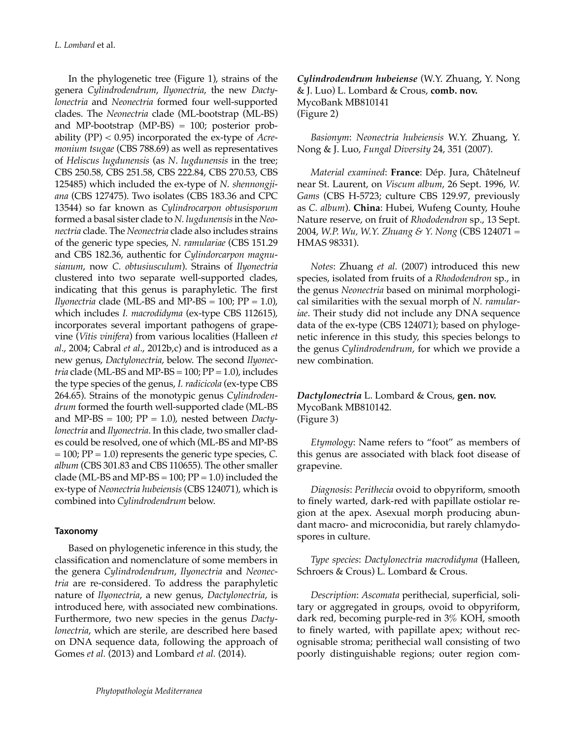In the phylogenetic tree (Figure 1), strains of the genera *Cylindrodendrum*, *Ilyonectria*, the new *Dactylonectria* and *Neonectria* formed four well-supported clades. The *Neonectria* clade (ML-bootstrap (ML-BS) and MP-bootstrap (MP-BS) = 100; posterior probability (PP) < 0.95) incorporated the ex-type of *Acremonium tsugae* (CBS 788.69) as well as representatives of *Heliscus lugdunensis* (as *N*. *lugdunensis* in the tree; CBS 250.58, CBS 251.58, CBS 222.84, CBS 270.53, CBS 125485) which included the ex-type of *N. shennongjiana* (CBS 127475). Two isolates (CBS 183.36 and CPC 13544) so far known as *Cylindrocarpon obtusisporum* formed a basal sister clade to *N. lugdunensis* in the *Neonectria* clade. The *Neonectria* clade also includes strains of the generic type species, *N. ramulariae* (CBS 151.29 and CBS 182.36, authentic for *Cylindorcarpon magnusianum*, now *C. obtusiusculum*). Strains of *Ilyonectria* clustered into two separate well-supported clades, indicating that this genus is paraphyletic. The first *Ilyonectria* clade (ML-BS and MP-BS = 100; PP = 1.0), which includes *I. macrodidyma* (ex-type CBS 112615), incorporates several important pathogens of grapevine (*Vitis vinifera*) from various localities (Halleen *et al*., 2004; Cabral *et al*., 2012b,c) and is introduced as a new genus, *Dactylonectria*, below. The second *Ilyonectria* clade (ML-BS and MP-BS = 100; PP = 1.0), includes the type species of the genus, *I. radicicola* (ex-type CBS 264.65). Strains of the monotypic genus *Cylindrodendrum* formed the fourth well-supported clade (ML-BS and MP-BS = 100; PP = 1.0), nested between *Dactylonectria* and *Ilyonectria*. In this clade, two smaller clades could be resolved, one of which (ML-BS and MP-BS = 100; PP = 1.0) represents the generic type species, *C. album* (CBS 301.83 and CBS 110655). The other smaller clade (ML-BS and MP-BS = 100; PP = 1.0) included the ex-type of *Neonectria hubeiensis* (CBS 124071), which is combined into *Cylindrodendrum* below.

## Taxonomy

Based on phylogenetic inference in this study, the classification and nomenclature of some members in the genera *Cylindrodendrum*, *Ilyonectria* and *Neonectria* are re-considered. To address the paraphyletic nature of *Ilyonectria*, a new genus, *Dactylonectria*, is introduced here, with associated new combinations. Furthermore, two new species in the genus *Dactylonectria*, which are sterile, are described here based on DNA sequence data, following the approach of Gomes *et al.* (2013) and Lombard *et al.* (2014).

***Cylindrodendrum hubeiense*** (W.Y. Zhuang, Y. Nong & J. Luo) L. Lombard & Crous, **comb. nov.**
MycoBank MB810141
(Figure 2)

*Basionym*: *Neonectria hubeiensis* W.Y. Zhuang, Y. Nong & J. Luo, *Fungal Diversity* 24, 351 (2007).

*Material examined*: **France**: Dép. Jura, Châtelneuf near St. Laurent, on *Viscum album*, 26 Sept. 1996, *W. Gams* (CBS H-5723; culture CBS 129.97, previously as *C. album*). **China**: Hubei, Wufeng County, Houhe Nature reserve, on fruit of *Rhododendron* sp., 13 Sept. 2004, *W.P. Wu, W.Y. Zhuang & Y. Nong* (CBS 124071 = HMAS 98331).

*Notes*: Zhuang *et al.* (2007) introduced this new species, isolated from fruits of a *Rhododendron* sp., in the genus *Neonectria* based on minimal morphological similarities with the sexual morph of *N. ramulariae*. Their study did not include any DNA sequence data of the ex-type (CBS 124071); based on phylogenetic inference in this study, this species belongs to the genus *Cylindrodendrum*, for which we provide a new combination.

***Dactylonectria*** L. Lombard & Crous, **gen. nov.**
MycoBank MB810142.
(Figure 3)

*Etymology*: Name refers to "foot" as members of this genus are associated with black foot disease of grapevine.

*Diagnosis*: *Perithecia* ovoid to obpyriform, smooth to finely warted, dark-red with papillate ostiolar region at the apex. Asexual morph producing abundant macro- and microconidia, but rarely chlamydospores in culture.

*Type species*: *Dactylonectria macrodidyma* (Halleen, Schroers & Crous) L. Lombard & Crous.

*Description*: *Ascomata* perithecial, superficial, solitary or aggregated in groups, ovoid to obpyriform, dark red, becoming purple-red in 3% KOH, smooth to finely warted, with papillate apex; without recognisable stroma; perithecial wall consisting of two poorly distinguishable regions; outer region com-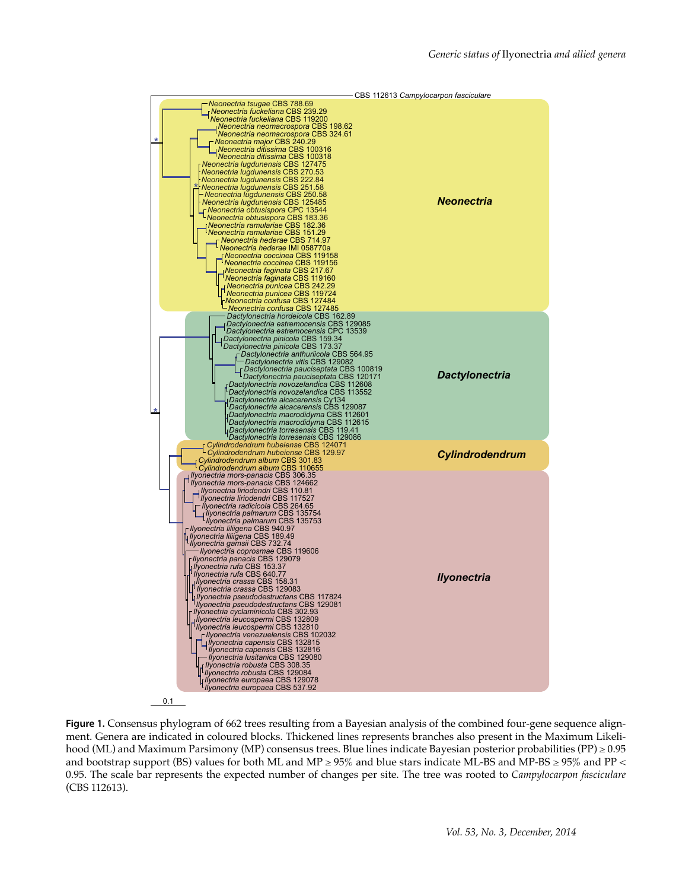**Figure 1.** Consensus phylogram of 662 trees resulting from a Bayesian analysis of the combined four-gene sequence alignment. Genera are indicated in coloured blocks. Thickened lines represents branches also present in the Maximum Likelihood (ML) and Maximum Parsimony (MP) consensus trees. Blue lines indicate Bayesian posterior probabilities (PP) ≥ 0.95 and bootstrap support (BS) values for both ML and MP ≥ 95% and blue stars indicate ML-BS and MP-BS ≥ 95% and PP < 0.95. The scale bar represents the expected number of changes per site. The tree was rooted to *Campylocarpon fasciculare* (CBS 112613).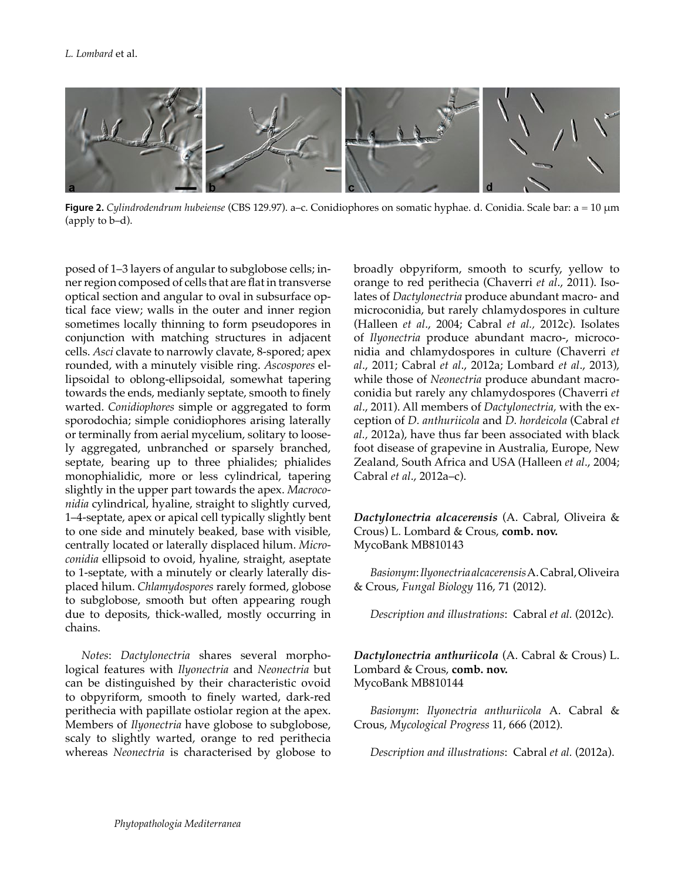**Figure 2.** *Cylindrodendrum hubeiense* (CBS 129.97). a–c. Conidiophores on somatic hyphae. d. Conidia. Scale bar: a = 10 μm (apply to b–d).

posed of 1–3 layers of angular to subglobose cells; inner region composed of cells that are flat in transverse optical section and angular to oval in subsurface optical face view; walls in the outer and inner region sometimes locally thinning to form pseudopores in conjunction with matching structures in adjacent cells. *Asci* clavate to narrowly clavate, 8-spored; apex rounded, with a minutely visible ring. *Ascospores* ellipsoidal to oblong-ellipsoidal, somewhat tapering towards the ends, medianly septate, smooth to finely warted. *Conidiophores* simple or aggregated to form sporodochia; simple conidiophores arising laterally or terminally from aerial mycelium, solitary to loosely aggregated, unbranched or sparsely branched, septate, bearing up to three phialides; phialides monophialidic, more or less cylindrical, tapering slightly in the upper part towards the apex. *Macroconidia* cylindrical, hyaline, straight to slightly curved, 1–4-septate, apex or apical cell typically slightly bent to one side and minutely beaked, base with visible, centrally located or laterally displaced hilum. *Microconidia* ellipsoid to ovoid, hyaline, straight, aseptate to 1-septate, with a minutely or clearly laterally displaced hilum. *Chlamydospores* rarely formed, globose to subglobose, smooth but often appearing rough due to deposits, thick-walled, mostly occurring in chains.

*Notes*: *Dactylonectria* shares several morphological features with *Ilyonectria* and *Neonectria* but can be distinguished by their characteristic ovoid to obpyriform, smooth to finely warted, dark-red perithecia with papillate ostiolar region at the apex. Members of *Ilyonectria* have globose to subglobose, scaly to slightly warted, orange to red perithecia whereas *Neonectria* is characterised by globose to broadly obpyriform, smooth to scurfy, yellow to orange to red perithecia (Chaverri *et al*., 2011). Isolates of *Dactylonectria* produce abundant macro- and microconidia, but rarely chlamydospores in culture (Halleen *et al*., 2004; Cabral *et al.,* 2012c). Isolates of *Ilyonectria* produce abundant macro-, microconidia and chlamydospores in culture (Chaverri *et al*., 2011; Cabral *et al*., 2012a; Lombard *et al*., 2013), while those of *Neonectria* produce abundant macroconidia but rarely any chlamydospores (Chaverri *et al*., 2011). All members of *Dactylonectria,* with the exception of *D. anthuriicola* and *D. hordeicola* (Cabral *et al.,* 2012a), have thus far been associated with black foot disease of grapevine in Australia, Europe, New Zealand, South Africa and USA (Halleen *et al*., 2004; Cabral *et al*., 2012a–c).

***Dactylonectria alcacerensis*** (A. Cabral, Oliveira & Crous) L. Lombard & Crous, **comb. nov.**
MycoBank MB810143

*Basionym*: *Ilyonectria alcacerensis* A. Cabral, Oliveira & Crous, *Fungal Biology* 116, 71 (2012).

*Description and illustrations*: Cabral *et al.* (2012c).

***Dactylonectria anthuriicola*** (A. Cabral & Crous) L. Lombard & Crous, **comb. nov.**
MycoBank MB810144

*Basionym*: *Ilyonectria anthuriicola* A. Cabral & Crous, *Mycological Progress* 11, 666 (2012).

*Description and illustrations*: Cabral *et al.* (2012a).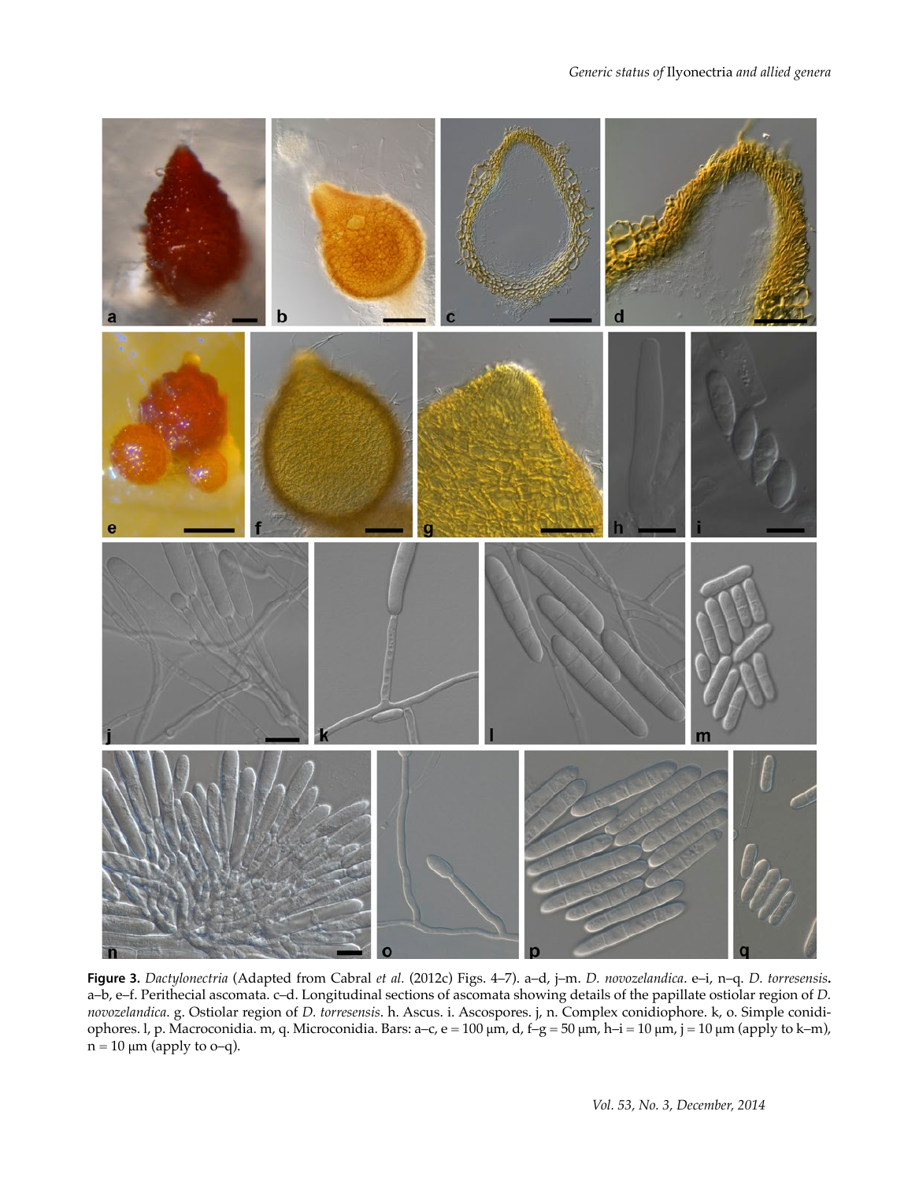**Figure 3.** *Dactylonectria* (Adapted from Cabral *et al.* (2012c) Figs. 4–7). a–d, j–m. *D. novozelandica*. e–i, n–q. *D. torresensis***.** a–b, e–f. Perithecial ascomata. c–d. Longitudinal sections of ascomata showing details of the papillate ostiolar region of *D. novozelandica*. g. Ostiolar region of *D. torresensis*. h. Ascus. i. Ascospores. j, n. Complex conidiophore. k, o. Simple conidiophores. l, p. Macroconidia. m, q. Microconidia. Bars: a–c, e = 100 μm, d, f–g = 50 μm, h–i = 10 μm, j = 10 μm (apply to k–m), n = 10 μm (apply to o–q).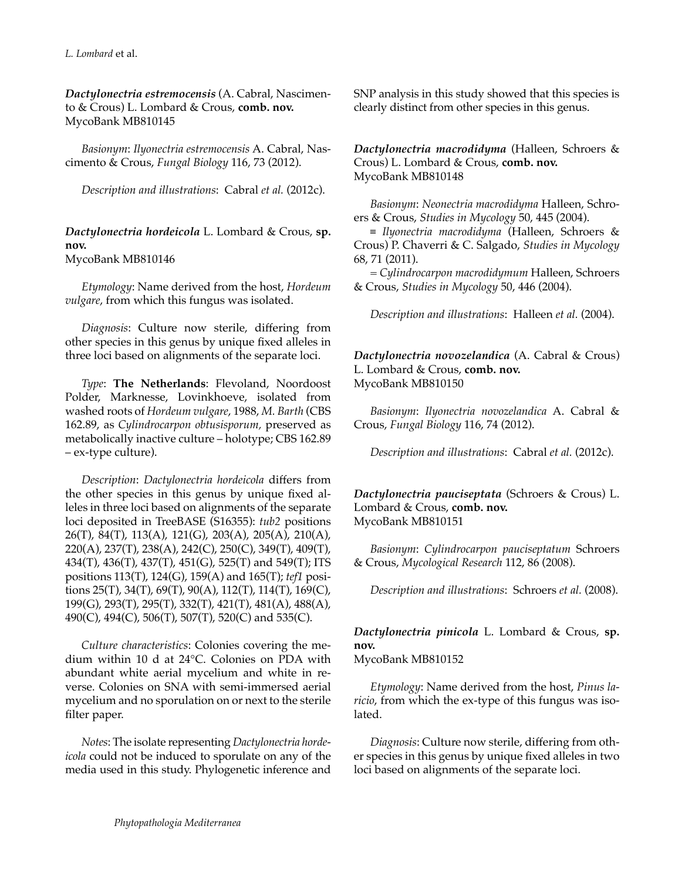***Dactylonectria estremocensis*** (A. Cabral, Nascimento & Crous) L. Lombard & Crous, **comb. nov.**
MycoBank MB810145

*Basionym*: *Ilyonectria estremocensis* A. Cabral, Nascimento & Crous, *Fungal Biology* 116, 73 (2012).

*Description and illustrations*: Cabral *et al.* (2012c).

***Dactylonectria hordeicola*** L. Lombard & Crous, **sp. nov.**
MycoBank MB810146

*Etymology*: Name derived from the host, *Hordeum vulgare*, from which this fungus was isolated.

*Diagnosis*: Culture now sterile, differing from other species in this genus by unique fixed alleles in three loci based on alignments of the separate loci.

*Type*: **The Netherlands**: Flevoland, Noordoost Polder, Marknesse, Lovinkhoeve, isolated from washed roots of *Hordeum vulgare*, 1988, *M. Barth* (CBS 162.89, as *Cylindrocarpon obtusisporum*, preserved as metabolically inactive culture – holotype; CBS 162.89 – ex-type culture).

*Description*: *Dactylonectria hordeicola* differs from the other species in this genus by unique fixed alleles in three loci based on alignments of the separate loci deposited in TreeBASE (S16355): *tub2* positions 26(T), 84(T), 113(A), 121(G), 203(A), 205(A), 210(A), 220(A), 237(T), 238(A), 242(C), 250(C), 349(T), 409(T), 434(T), 436(T), 437(T), 451(G), 525(T) and 549(T); ITS positions 113(T), 124(G), 159(A) and 165(T); *tef1* positions 25(T), 34(T), 69(T), 90(A), 112(T), 114(T), 169(C), 199(G), 293(T), 295(T), 332(T), 421(T), 481(A), 488(A), 490(C), 494(C), 506(T), 507(T), 520(C) and 535(C).

*Culture characteristics*: Colonies covering the medium within 10 d at 24°C. Colonies on PDA with abundant white aerial mycelium and white in reverse. Colonies on SNA with semi-immersed aerial mycelium and no sporulation on or next to the sterile filter paper.

*Notes*: The isolate representing *Dactylonectria hordeicola* could not be induced to sporulate on any of the media used in this study. Phylogenetic inference and SNP analysis in this study showed that this species is clearly distinct from other species in this genus.

***Dactylonectria macrodidyma*** (Halleen, Schroers & Crous) L. Lombard & Crous, **comb. nov.**
MycoBank MB810148

*Basionym*: *Neonectria macrodidyma* Halleen, Schroers & Crous, *Studies in Mycology* 50, 445 (2004).

≡ *Ilyonectria macrodidyma* (Halleen, Schroers & Crous) P. Chaverri & C. Salgado, *Studies in Mycology* 68, 71 (2011).

= *Cylindrocarpon macrodidymum* Halleen, Schroers & Crous, *Studies in Mycology* 50, 446 (2004).

*Description and illustrations*: Halleen *et al.* (2004).

***Dactylonectria novozelandica*** (A. Cabral & Crous) L. Lombard & Crous, **comb. nov.**
MycoBank MB810150

*Basionym*: *Ilyonectria novozelandica* A. Cabral & Crous, *Fungal Biology* 116, 74 (2012).

*Description and illustrations*: Cabral *et al.* (2012c).

***Dactylonectria pauciseptata*** (Schroers & Crous) L. Lombard & Crous, **comb. nov.**
MycoBank MB810151

*Basionym*: *Cylindrocarpon pauciseptatum* Schroers & Crous, *Mycological Research* 112, 86 (2008).

*Description and illustrations*: Schroers *et al.* (2008).

***Dactylonectria pinicola*** L. Lombard & Crous, **sp. nov.**
MycoBank MB810152

*Etymology*: Name derived from the host, *Pinus laricio*, from which the ex-type of this fungus was isolated.

*Diagnosis*: Culture now sterile, differing from other species in this genus by unique fixed alleles in two loci based on alignments of the separate loci.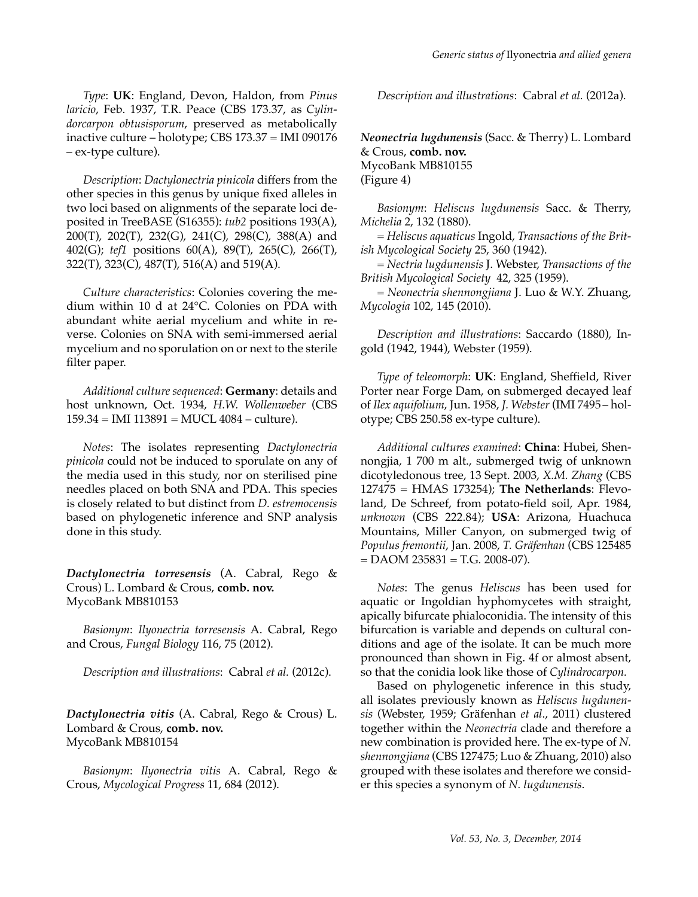*Type*: **UK**: England, Devon, Haldon, from *Pinus laricio*, Feb. 1937, T.R. Peace (CBS 173.37, as *Cylindorcarpon obtusisporum*, preserved as metabolically inactive culture – holotype; CBS 173.37 = IMI 090176 – ex-type culture).

*Description*: *Dactylonectria pinicola* differs from the other species in this genus by unique fixed alleles in two loci based on alignments of the separate loci deposited in TreeBASE (S16355): *tub2* positions 193(A), 200(T), 202(T), 232(G), 241(C), 298(C), 388(A) and 402(G); *tef1* positions 60(A), 89(T), 265(C), 266(T), 322(T), 323(C), 487(T), 516(A) and 519(A).

*Culture characteristics*: Colonies covering the medium within 10 d at 24°C. Colonies on PDA with abundant white aerial mycelium and white in reverse. Colonies on SNA with semi-immersed aerial mycelium and no sporulation on or next to the sterile filter paper.

*Additional culture sequenced*: **Germany**: details and host unknown, Oct. 1934, *H.W. Wollenweber* (CBS 159.34 = IMI 113891 = MUCL 4084 – culture).

*Notes*: The isolates representing *Dactylonectria pinicola* could not be induced to sporulate on any of the media used in this study, nor on sterilised pine needles placed on both SNA and PDA. This species is closely related to but distinct from *D. estremocensis* based on phylogenetic inference and SNP analysis done in this study.

***Dactylonectria torresensis*** (A. Cabral, Rego & Crous) L. Lombard & Crous, **comb. nov.**
MycoBank MB810153

*Basionym*: *Ilyonectria torresensis* A. Cabral, Rego and Crous, *Fungal Biology* 116, 75 (2012).

*Description and illustrations*: Cabral *et al.* (2012c).

***Dactylonectria vitis*** (A. Cabral, Rego & Crous) L. Lombard & Crous, **comb. nov.**
MycoBank MB810154

*Basionym*: *Ilyonectria vitis* A. Cabral, Rego & Crous, *Mycological Progress* 11, 684 (2012).

*Description and illustrations*: Cabral *et al.* (2012a).

***Neonectria lugdunensis*** (Sacc. & Therry) L. Lombard & Crous, **comb. nov.**
MycoBank MB810155
(Figure 4)

*Basionym*: *Heliscus lugdunensis* Sacc. & Therry, *Michelia* 2, 132 (1880).

= *Heliscus aquaticus* Ingold, *Transactions of the British Mycological Society* 25, 360 (1942).

= *Nectria lugdunensis* J. Webster, *Transactions of the British Mycological Society* 42, 325 (1959).

= *Neonectria shennongjiana* J. Luo & W.Y. Zhuang, *Mycologia* 102, 145 (2010).

*Description and illustrations*: Saccardo (1880), Ingold (1942, 1944), Webster (1959).

*Type of teleomorph*: **UK**: England, Sheffield, River Porter near Forge Dam, on submerged decayed leaf of *Ilex aquifolium*, Jun. 1958, *J. Webster* (IMI 7495 – holotype; CBS 250.58 ex-type culture).

*Additional cultures examined*: **China**: Hubei, Shennongjia, 1 700 m alt., submerged twig of unknown dicotyledonous tree, 13 Sept. 2003, *X.M. Zhang* (CBS 127475 = HMAS 173254); **The Netherlands**: Flevoland, De Schreef, from potato-field soil, Apr. 1984, *unknown* (CBS 222.84); **USA**: Arizona, Huachuca Mountains, Miller Canyon, on submerged twig of *Populus fremontii*, Jan. 2008, *T. Gräfenhan* (CBS 125485 = DAOM 235831 = T.G. 2008-07).

*Notes*: The genus *Heliscus* has been used for aquatic or Ingoldian hyphomycetes with straight, apically bifurcate phialoconidia. The intensity of this bifurcation is variable and depends on cultural conditions and age of the isolate. It can be much more pronounced than shown in Fig. 4f or almost absent, so that the conidia look like those of *Cylindrocarpon*.

Based on phylogenetic inference in this study, all isolates previously known as *Heliscus lugdunensis* (Webster, 1959; Gräfenhan *et al*., 2011) clustered together within the *Neonectria* clade and therefore a new combination is provided here. The ex-type of *N. shennongjiana* (CBS 127475; Luo & Zhuang, 2010) also grouped with these isolates and therefore we consider this species a synonym of *N. lugdunensis*.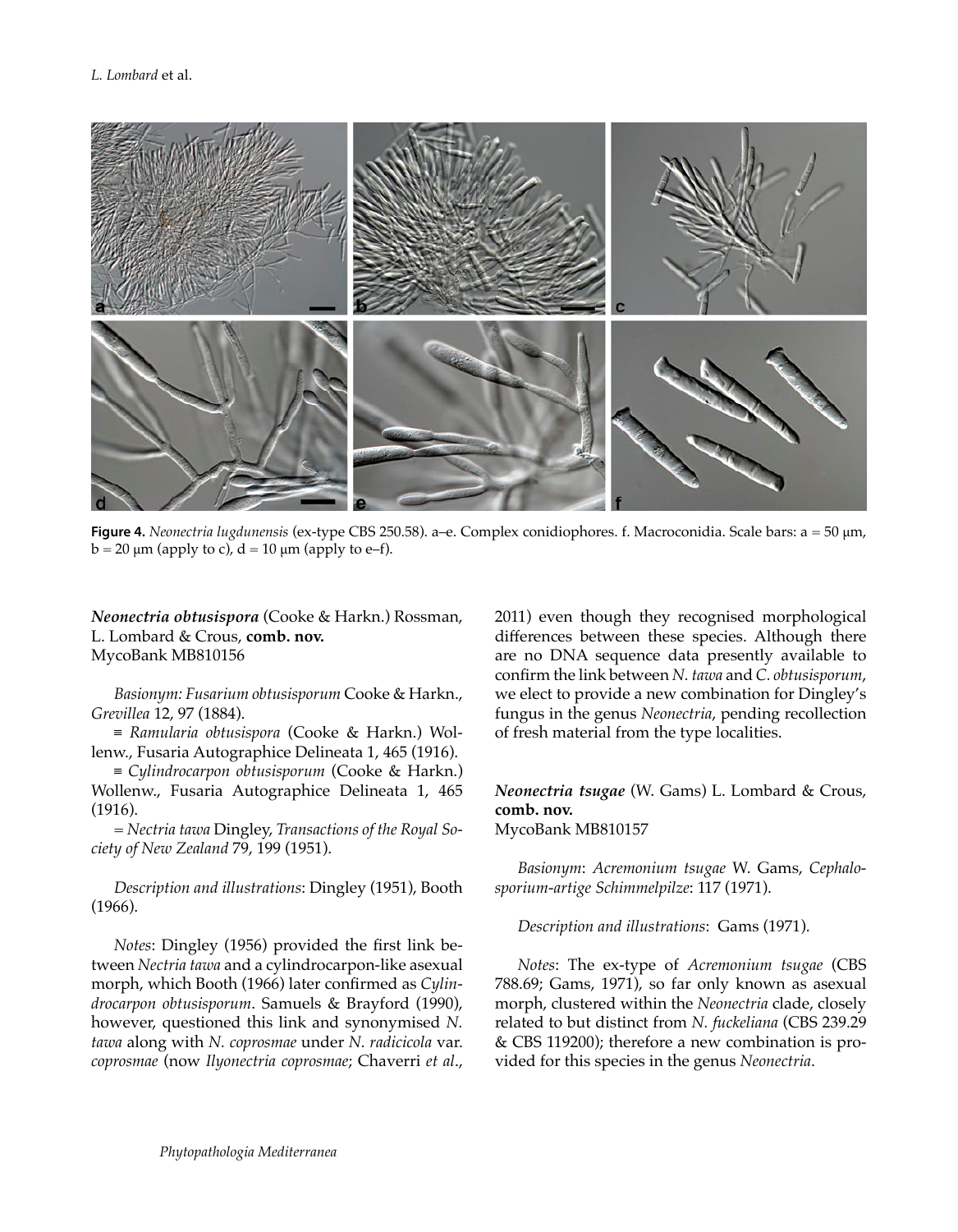**Figure 4.** *Neonectria lugdunensis* (ex-type CBS 250.58). a–e. Complex conidiophores. f. Macroconidia. Scale bars: a = 50 μm, b = 20 μm (apply to c), d = 10 μm (apply to e–f).

***Neonectria obtusispora*** (Cooke & Harkn.) Rossman, L. Lombard & Crous, **comb. nov.**
MycoBank MB810156

*Basionym: Fusarium obtusisporum* Cooke & Harkn., *Grevillea* 12, 97 (1884).

≡ *Ramularia obtusispora* (Cooke & Harkn.) Wollenw., Fusaria Autographice Delineata 1, 465 (1916).

≡ *Cylindrocarpon obtusisporum* (Cooke & Harkn.) Wollenw., Fusaria Autographice Delineata 1, 465 (1916).

= *Nectria tawa* Dingley, *Transactions of the Royal Society of New Zealand* 79, 199 (1951).

*Description and illustrations*: Dingley (1951), Booth (1966).

*Notes*: Dingley (1956) provided the first link between *Nectria tawa* and a cylindrocarpon-like asexual morph, which Booth (1966) later confirmed as *Cylindrocarpon obtusisporum*. Samuels & Brayford (1990), however, questioned this link and synonymised *N. tawa* along with *N. coprosmae* under *N. radicicola* var. *coprosmae* (now *Ilyonectria coprosmae*; Chaverri *et al*., 2011) even though they recognised morphological differences between these species. Although there are no DNA sequence data presently available to confirm the link between *N. tawa* and *C. obtusisporum*, we elect to provide a new combination for Dingley's fungus in the genus *Neonectria*, pending recollection of fresh material from the type localities.

***Neonectria tsugae*** (W. Gams) L. Lombard & Crous, **comb. nov.**
MycoBank MB810157

*Basionym*: *Acremonium tsugae* W. Gams, *Cephalosporium-artige Schimmelpilze*: 117 (1971).

*Description and illustrations*: Gams (1971).

*Notes*: The ex-type of *Acremonium tsugae* (CBS 788.69; Gams, 1971), so far only known as asexual morph, clustered within the *Neonectria* clade, closely related to but distinct from *N. fuckeliana* (CBS 239.29 & CBS 119200); therefore a new combination is provided for this species in the genus *Neonectria*.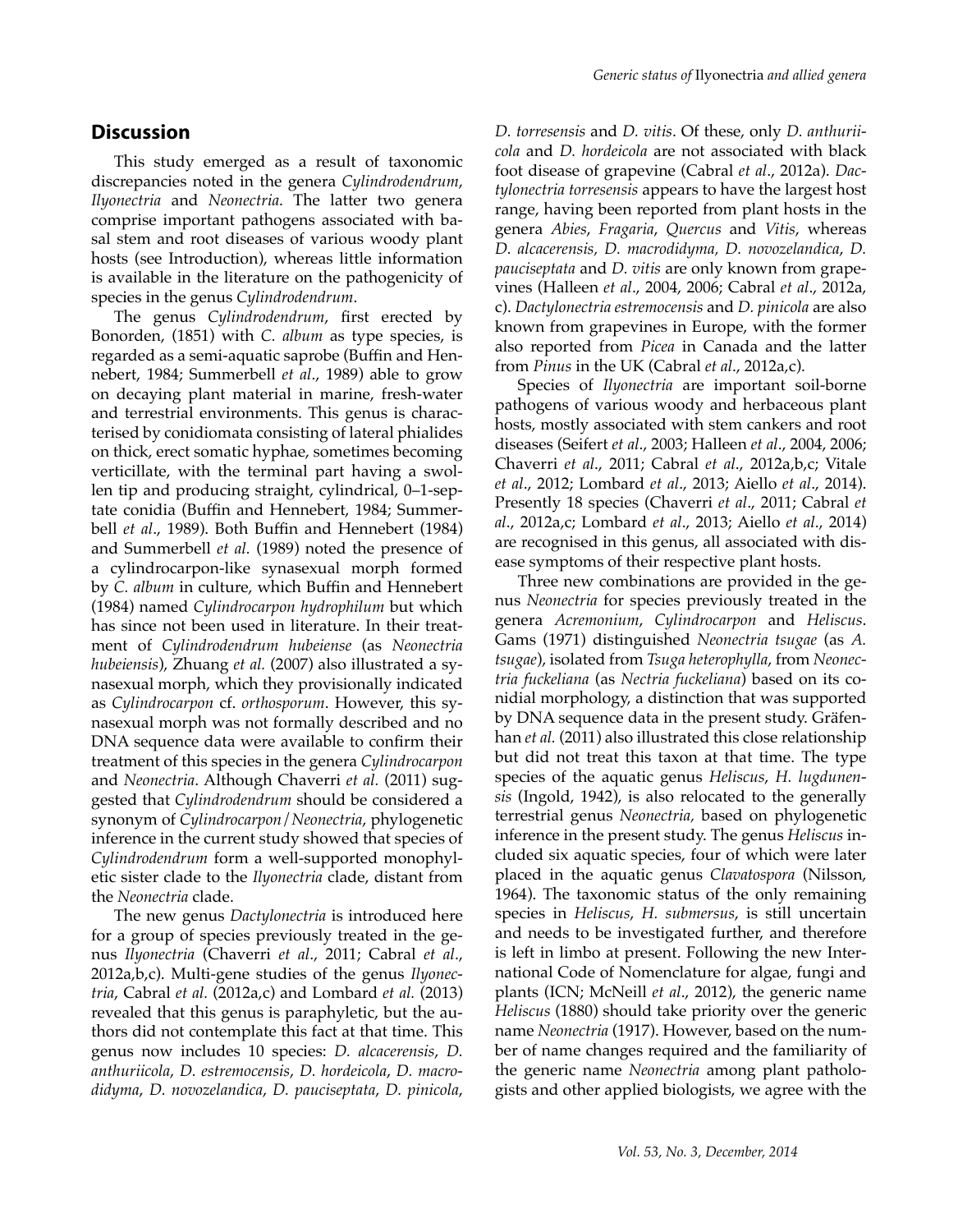## Discussion

This study emerged as a result of taxonomic discrepancies noted in the genera *Cylindrodendrum*, *Ilyonectria* and *Neonectria*. The latter two genera comprise important pathogens associated with basal stem and root diseases of various woody plant hosts (see Introduction), whereas little information is available in the literature on the pathogenicity of species in the genus *Cylindrodendrum*.

The genus *Cylindrodendrum*, first erected by Bonorden, (1851) with *C. album* as type species, is regarded as a semi-aquatic saprobe (Buffin and Hennebert, 1984; Summerbell *et al*., 1989) able to grow on decaying plant material in marine, fresh-water and terrestrial environments. This genus is characterised by conidiomata consisting of lateral phialides on thick, erect somatic hyphae, sometimes becoming verticillate, with the terminal part having a swollen tip and producing straight, cylindrical, 0–1-septate conidia (Buffin and Hennebert, 1984; Summerbell *et al*., 1989). Both Buffin and Hennebert (1984) and Summerbell *et al.* (1989) noted the presence of a cylindrocarpon-like synasexual morph formed by *C. album* in culture, which Buffin and Hennebert (1984) named *Cylindrocarpon hydrophilum* but which has since not been used in literature. In their treatment of *Cylindrodendrum hubeiense* (as *Neonectria hubeiensis*), Zhuang *et al.* (2007) also illustrated a synasexual morph, which they provisionally indicated as *Cylindrocarpon* cf. *orthosporum*. However, this synasexual morph was not formally described and no DNA sequence data were available to confirm their treatment of this species in the genera *Cylindrocarpon* and *Neonectria*. Although Chaverri *et al.* (2011) suggested that *Cylindrodendrum* should be considered a synonym of *Cylindrocarpon*/*Neonectria*, phylogenetic inference in the current study showed that species of *Cylindrodendrum* form a well-supported monophyletic sister clade to the *Ilyonectria* clade, distant from the *Neonectria* clade.

The new genus *Dactylonectria* is introduced here for a group of species previously treated in the genus *Ilyonectria* (Chaverri *et al*., 2011; Cabral *et al*., 2012a,b,c). Multi-gene studies of the genus *Ilyonectria*, Cabral *et al.* (2012a,c) and Lombard *et al.* (2013) revealed that this genus is paraphyletic, but the authors did not contemplate this fact at that time. This genus now includes 10 species: *D. alcacerensis*, *D. anthuriicola*, *D. estremocensis*, *D. hordeicola*, *D. macrodidyma*, *D. novozelandica*, *D. pauciseptata*, *D. pinicola*, *D. torresensis* and *D. vitis*. Of these, only *D. anthuriicola* and *D. hordeicola* are not associated with black foot disease of grapevine (Cabral *et al*., 2012a). *Dactylonectria torresensis* appears to have the largest host range, having been reported from plant hosts in the genera *Abies*, *Fragaria*, *Quercus* and *Vitis*, whereas *D. alcacerensis*, *D. macrodidyma*, *D. novozelandica*, *D. pauciseptata* and *D. vitis* are only known from grapevines (Halleen *et al*., 2004, 2006; Cabral *et al*., 2012a, c). *Dactylonectria estremocensis* and *D. pinicola* are also known from grapevines in Europe, with the former also reported from *Picea* in Canada and the latter from *Pinus* in the UK (Cabral *et al*., 2012a,c).

Species of *Ilyonectria* are important soil-borne pathogens of various woody and herbaceous plant hosts, mostly associated with stem cankers and root diseases (Seifert *et al*., 2003; Halleen *et al*., 2004, 2006; Chaverri *et al*., 2011; Cabral *et al*., 2012a,b,c; Vitale *et al*., 2012; Lombard *et al*., 2013; Aiello *et al*., 2014). Presently 18 species (Chaverri *et al*., 2011; Cabral *et al*., 2012a,c; Lombard *et al*., 2013; Aiello *et al*., 2014) are recognised in this genus, all associated with disease symptoms of their respective plant hosts.

Three new combinations are provided in the genus *Neonectria* for species previously treated in the genera *Acremonium*, *Cylindrocarpon* and *Heliscus*. Gams (1971) distinguished *Neonectria tsugae* (as *A. tsugae*), isolated from *Tsuga heterophylla*, from *Neonectria fuckeliana* (as *Nectria fuckeliana*) based on its conidial morphology, a distinction that was supported by DNA sequence data in the present study. Gräfenhan *et al.* (2011) also illustrated this close relationship but did not treat this taxon at that time. The type species of the aquatic genus *Heliscus*, *H. lugdunensis* (Ingold, 1942), is also relocated to the generally terrestrial genus *Neonectria*, based on phylogenetic inference in the present study. The genus *Heliscus* included six aquatic species, four of which were later placed in the aquatic genus *Clavatospora* (Nilsson, 1964). The taxonomic status of the only remaining species in *Heliscus*, *H. submersus*, is still uncertain and needs to be investigated further, and therefore is left in limbo at present. Following the new International Code of Nomenclature for algae, fungi and plants (ICN; McNeill *et al*., 2012), the generic name *Heliscus* (1880) should take priority over the generic name *Neonectria* (1917). However, based on the number of name changes required and the familiarity of the generic name *Neonectria* among plant pathologists and other applied biologists, we agree with the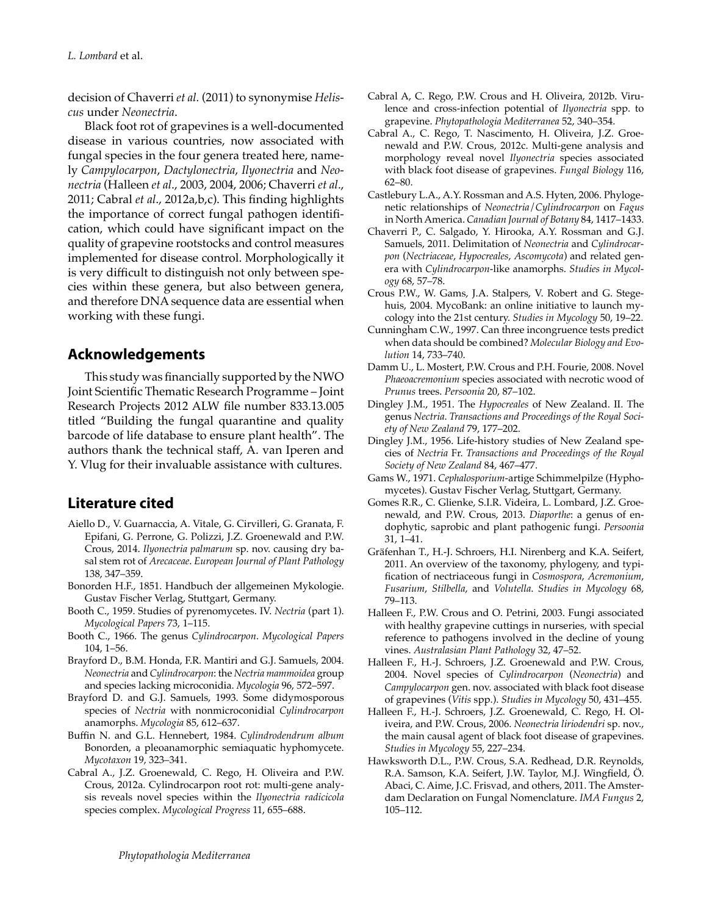decision of Chaverri *et al.* (2011) to synonymise *Heliscus* under *Neonectria*.

Black foot rot of grapevines is a well-documented disease in various countries, now associated with fungal species in the four genera treated here, namely *Campylocarpon*, *Dactylonectria*, *Ilyonectria* and *Neonectria* (Halleen *et al.*, 2003, 2004, 2006; Chaverri *et al.*, 2011; Cabral *et al.*, 2012a,b,c). This finding highlights the importance of correct fungal pathogen identification, which could have significant impact on the quality of grapevine rootstocks and control measures implemented for disease control. Morphologically it is very difficult to distinguish not only between species within these genera, but also between genera, and therefore DNA sequence data are essential when working with these fungi.

## Acknowledgements

This study was financially supported by the NWO Joint Scientific Thematic Research Programme – Joint Research Projects 2012 ALW file number 833.13.005 titled "Building the fungal quarantine and quality barcode of life database to ensure plant health". The authors thank the technical staff, A. van Iperen and Y. Vlug for their invaluable assistance with cultures.

## Literature cited

Aiello D., V. Guarnaccia, A. Vitale, G. Cirvilleri, G. Granata, F. Epifani, G. Perrone, G. Polizzi, J.Z. Groenewald and P.W. Crous, 2014. *Ilyonectria palmarum* sp. nov. causing dry basal stem rot of *Arecaceae*. *European Journal of Plant Pathology* 138, 347–359.

Bonorden H.F., 1851. Handbuch der allgemeinen Mykologie. Gustav Fischer Verlag, Stuttgart, Germany.

Booth C., 1959. Studies of pyrenomycetes. IV. *Nectria* (part 1). *Mycological Papers* 73, 1–115.

Booth C., 1966. The genus *Cylindrocarpon*. *Mycological Papers* 104, 1–56.

Brayford D., B.M. Honda, F.R. Mantiri and G.J. Samuels, 2004. *Neonectria* and *Cylindrocarpon*: the *Nectria mammoidea* group and species lacking microconidia. *Mycologia* 96, 572–597.

Brayford D. and G.J. Samuels, 1993. Some didymosporous species of *Nectria* with nonmicroconidial *Cylindrocarpon* anamorphs. *Mycologia* 85, 612–637.

Buffin N. and G.L. Hennebert, 1984. *Cylindrodendrum album* Bonorden, a pleoanamorphic semiaquatic hyphomycete. *Mycotaxon* 19, 323–341.

Cabral A., J.Z. Groenewald, C. Rego, H. Oliveira and P.W. Crous, 2012a. Cylindrocarpon root rot: multi-gene analysis reveals novel species within the *Ilyonectria radicicola* species complex. *Mycological Progress* 11, 655–688.

Cabral A, C. Rego, P.W. Crous and H. Oliveira, 2012b. Virulence and cross-infection potential of *Ilyonectria* spp. to grapevine. *Phytopathologia Mediterranea* 52, 340–354.

Cabral A., C. Rego, T. Nascimento, H. Oliveira, J.Z. Groenewald and P.W. Crous, 2012c. Multi-gene analysis and morphology reveal novel *Ilyonectria* species associated with black foot disease of grapevines. *Fungal Biology* 116, 62–80.

Castlebury L.A., A.Y. Rossman and A.S. Hyten, 2006. Phylogenetic relationships of *Neonectria*/*Cylindrocarpon* on *Fagus* in North America. *Canadian Journal of Botany* 84, 1417–1433.

Chaverri P., C. Salgado, Y. Hirooka, A.Y. Rossman and G.J. Samuels, 2011. Delimitation of *Neonectria* and *Cylindrocarpon* (*Nectriaceae*, *Hypocreales*, *Ascomycota*) and related genera with *Cylindrocarpon*-like anamorphs. *Studies in Mycology* 68, 57–78.

Crous P.W., W. Gams, J.A. Stalpers, V. Robert and G. Stegehuis, 2004. MycoBank: an online initiative to launch mycology into the 21st century. *Studies in Mycology* 50, 19–22.

Cunningham C.W., 1997. Can three incongruence tests predict when data should be combined? *Molecular Biology and Evolution* 14, 733–740.

Damm U., L. Mostert, P.W. Crous and P.H. Fourie, 2008. Novel *Phaeoacremonium* species associated with necrotic wood of *Prunus* trees. *Persoonia* 20, 87–102.

Dingley J.M., 1951. The *Hypocreales* of New Zealand. II. The genus *Nectria*. *Transactions and Proceedings of the Royal Society of New Zealand* 79, 177–202.

Dingley J.M., 1956. Life-history studies of New Zealand species of *Nectria* Fr. *Transactions and Proceedings of the Royal Society of New Zealand* 84, 467–477.

Gams W., 1971. *Cephalosporium*-artige Schimmelpilze (Hyphomycetes). Gustav Fischer Verlag, Stuttgart, Germany.

Gomes R.R., C. Glienke, S.I.R. Videira, L. Lombard, J.Z. Groenewald, and P.W. Crous, 2013. *Diaporthe*: a genus of endophytic, saprobic and plant pathogenic fungi. *Persoonia* 31, 1–41.

Gräfenhan T., H.-J. Schroers, H.I. Nirenberg and K.A. Seifert, 2011. An overview of the taxonomy, phylogeny, and typification of nectriaceous fungi in *Cosmospora*, *Acremonium*, *Fusarium*, *Stilbella*, and *Volutella*. *Studies in Mycology* 68, 79–113.

Halleen F., P.W. Crous and O. Petrini, 2003. Fungi associated with healthy grapevine cuttings in nurseries, with special reference to pathogens involved in the decline of young vines. *Australasian Plant Pathology* 32, 47–52.

Halleen F., H.-J. Schroers, J.Z. Groenewald and P.W. Crous, 2004. Novel species of *Cylindrocarpon* (*Neonectria*) and *Campylocarpon* gen. nov. associated with black foot disease of grapevines (*Vitis* spp.). *Studies in Mycology* 50, 431–455.

Halleen F., H.-J. Schroers, J.Z. Groenewald, C. Rego, H. Oliveira, and P.W. Crous, 2006. *Neonectria liriodendri* sp. nov., the main causal agent of black foot disease of grapevines. *Studies in Mycology* 55, 227–234.

Hawksworth D.L., P.W. Crous, S.A. Redhead, D.R. Reynolds, R.A. Samson, K.A. Seifert, J.W. Taylor, M.J. Wingfield, Ö. Abaci, C. Aime, J.C. Frisvad, and others, 2011. The Amsterdam Declaration on Fungal Nomenclature. *IMA Fungus* 2, 105–112.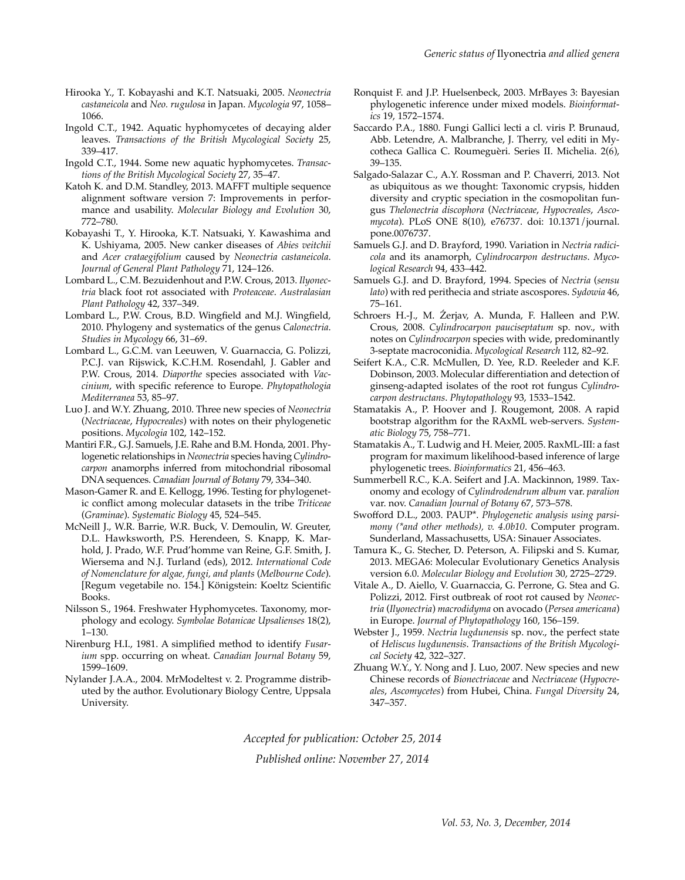Hirooka Y., T. Kobayashi and K.T. Natsuaki, 2005. *Neonectria castaneicola* and *Neo. rugulosa* in Japan. *Mycologia* 97, 1058–1066.

Ingold C.T., 1942. Aquatic hyphomycetes of decaying alder leaves. *Transactions of the British Mycological Society* 25, 339–417.

Ingold C.T., 1944. Some new aquatic hyphomycetes. *Transactions of the British Mycological Society* 27, 35–47.

Katoh K. and D.M. Standley, 2013. MAFFT multiple sequence alignment software version 7: Improvements in performance and usability. *Molecular Biology and Evolution* 30, 772–780.

Kobayashi T., Y. Hirooka, K.T. Natsuaki, Y. Kawashima and K. Ushiyama, 2005. New canker diseases of *Abies veitchii* and *Acer crataegifolium* caused by *Neonectria castaneicola*. *Journal of General Plant Pathology* 71, 124–126.

Lombard L., C.M. Bezuidenhout and P.W. Crous, 2013. *Ilyonectria* black foot rot associated with *Proteaceae*. *Australasian Plant Pathology* 42, 337–349.

Lombard L., P.W. Crous, B.D. Wingfield and M.J. Wingfield, 2010. Phylogeny and systematics of the genus *Calonectria*. *Studies in Mycology* 66, 31–69.

Lombard L., G.C.M. van Leeuwen, V. Guarnaccia, G. Polizzi, P.C.J. van Rijswick, K.C.H.M. Rosendahl, J. Gabler and P.W. Crous, 2014. *Diaporthe* species associated with *Vaccinium*, with specific reference to Europe. *Phytopathologia Mediterranea* 53, 85–97.

Luo J. and W.Y. Zhuang, 2010. Three new species of *Neonectria* (*Nectriaceae*, *Hypocreales*) with notes on their phylogenetic positions. *Mycologia* 102, 142–152.

Mantiri F.R., G.J. Samuels, J.E. Rahe and B.M. Honda, 2001. Phylogenetic relationships in *Neonectria* species having *Cylindrocarpon* anamorphs inferred from mitochondrial ribosomal DNA sequences. *Canadian Journal of Botany* 79, 334–340.

Mason-Gamer R. and E. Kellogg, 1996. Testing for phylogenetic conflict among molecular datasets in the tribe *Triticeae* (*Graminae*). *Systematic Biology* 45, 524–545.

McNeill J., W.R. Barrie, W.R. Buck, V. Demoulin, W. Greuter, D.L. Hawksworth, P.S. Herendeen, S. Knapp, K. Marhold, J. Prado, W.F. Prud'homme van Reine, G.F. Smith, J. Wiersema and N.J. Turland (eds), 2012. *International Code of Nomenclature for algae, fungi, and plants* (*Melbourne Code*). [Regum vegetabile no. 154.] Königstein: Koeltz Scientific Books.

Nilsson S., 1964. Freshwater Hyphomycetes. Taxonomy, morphology and ecology. *Symbolae Botanicae Upsalienses* 18(2), 1–130.

Nirenburg H.I., 1981. A simplified method to identify *Fusarium* spp. occurring on wheat. *Canadian Journal Botany* 59, 1599–1609.

Nylander J.A.A., 2004. MrModeltest v. 2. Programme distributed by the author. Evolutionary Biology Centre, Uppsala University.

Ronquist F. and J.P. Huelsenbeck, 2003. MrBayes 3: Bayesian phylogenetic inference under mixed models. *Bioinformatics* 19, 1572–1574.

Saccardo P.A., 1880. Fungi Gallici lecti a cl. viris P. Brunaud, Abb. Letendre, A. Malbranche, J. Therry, vel editi in Mycotheca Gallica C. Roumeguèri. Series II. Michelia. 2(6), 39–135.

Salgado-Salazar C., A.Y. Rossman and P. Chaverri, 2013. Not as ubiquitous as we thought: Taxonomic crypsis, hidden diversity and cryptic speciation in the cosmopolitan fungus *Thelonectria discophora* (*Nectriaceae*, *Hypocreales*, *Ascomycota*). PLoS ONE 8(10), e76737. doi: 10.1371/journal.pone.0076737.

Samuels G.J. and D. Brayford, 1990. Variation in *Nectria radicicola* and its anamorph, *Cylindrocarpon destructans*. *Mycological Research* 94, 433–442.

Samuels G.J. and D. Brayford, 1994. Species of *Nectria* (*sensu lato*) with red perithecia and striate ascospores. *Sydowia* 46, 75–161.

Schroers H.-J., M. Žerjav, A. Munda, F. Halleen and P.W. Crous, 2008. *Cylindrocarpon pauciseptatum* sp. nov., with notes on *Cylindrocarpon* species with wide, predominantly 3-septate macroconidia. *Mycological Research* 112, 82–92.

Seifert K.A., C.R. McMullen, D. Yee, R.D. Reeleder and K.F. Dobinson, 2003. Molecular differentiation and detection of ginseng-adapted isolates of the root rot fungus *Cylindrocarpon destructans*. *Phytopathology* 93, 1533–1542.

Stamatakis A., P. Hoover and J. Rougemont, 2008. A rapid bootstrap algorithm for the RAxML web-servers. *Systematic Biology* 75, 758–771.

Stamatakis A., T. Ludwig and H. Meier, 2005. RaxML-III: a fast program for maximum likelihood-based inference of large phylogenetic trees. *Bioinformatics* 21, 456–463.

Summerbell R.C., K.A. Seifert and J.A. Mackinnon, 1989. Taxonomy and ecology of *Cylindrodendrum album* var. *paralion* var. nov. *Canadian Journal of Botany* 67, 573–578.

Swofford D.L., 2003. PAUP\*. *Phylogenetic analysis using parsimony (\*and other methods), v. 4.0b10*. Computer program. Sunderland, Massachusetts, USA: Sinauer Associates.

Tamura K., G. Stecher, D. Peterson, A. Filipski and S. Kumar, 2013. MEGA6: Molecular Evolutionary Genetics Analysis version 6.0. *Molecular Biology and Evolution* 30, 2725–2729.

Vitale A., D. Aiello, V. Guarnaccia, G. Perrone, G. Stea and G. Polizzi, 2012. First outbreak of root rot caused by *Neonectria* (*Ilyonectria*) *macrodidyma* on avocado (*Persea americana*) in Europe. *Journal of Phytopathology* 160, 156–159.

Webster J., 1959. *Nectria lugdunensis* sp. nov., the perfect state of *Heliscus lugdunensis*. *Transactions of the British Mycological Society* 42, 322–327.

Zhuang W.Y., Y. Nong and J. Luo, 2007. New species and new Chinese records of *Bionectriaceae* and *Nectriaceae* (*Hypocreales*, *Ascomycetes*) from Hubei, China. *Fungal Diversity* 24, 347–357.

*Accepted for publication: October 25, 2014*

*Published online: November 27, 2014*